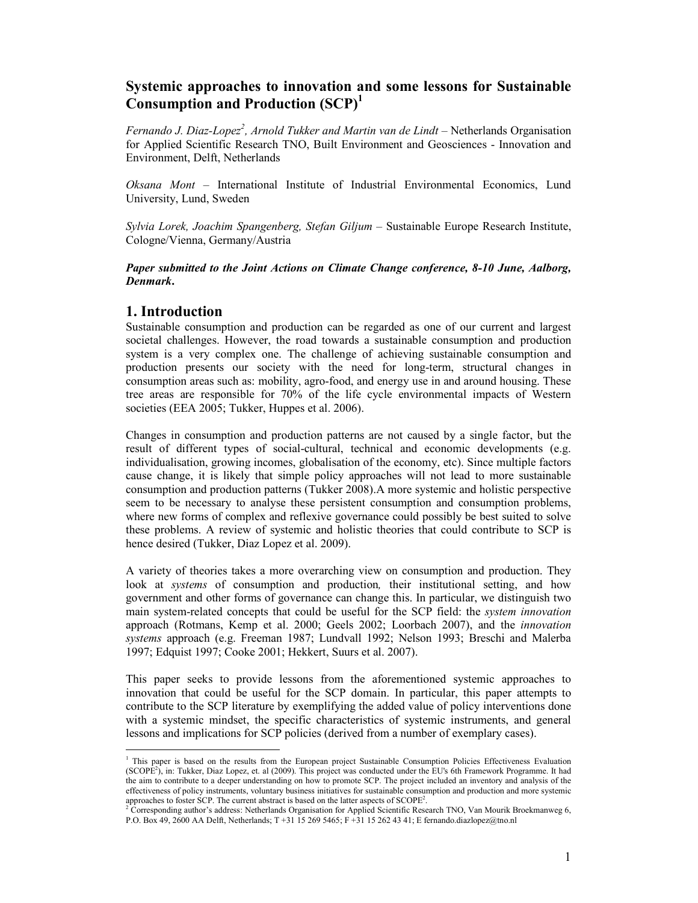# Systemic approaches to innovation and some lessons for Sustainable Consumption and Production (SCP)[1]

*Fernando J. Diaz-Lopez[2], Arnold Tukker and Martin van de Lindt* – Netherlands Organisation for Applied Scientific Research TNO, Built Environment and Geosciences - Innovation and Environment, Delft, Netherlands

*Oksana Mont* – International Institute of Industrial Environmental Economics, Lund University, Lund, Sweden

*Sylvia Lorek, Joachim Spangenberg, Stefan Giljum* – Sustainable Europe Research Institute, Cologne/Vienna, Germany/Austria

***Paper submitted to the Joint Actions on Climate Change conference, 8-10 June, Aalborg, Denmark.***

## 1. Introduction

Sustainable consumption and production can be regarded as one of our current and largest societal challenges. However, the road towards a sustainable consumption and production system is a very complex one. The challenge of achieving sustainable consumption and production presents our society with the need for long-term, structural changes in consumption areas such as: mobility, agro-food, and energy use in and around housing. These tree areas are responsible for 70% of the life cycle environmental impacts of Western societies (EEA 2005; Tukker, Huppes et al. 2006).

Changes in consumption and production patterns are not caused by a single factor, but the result of different types of social-cultural, technical and economic developments (e.g. individualisation, growing incomes, globalisation of the economy, etc). Since multiple factors cause change, it is likely that simple policy approaches will not lead to more sustainable consumption and production patterns (Tukker 2008).A more systemic and holistic perspective seem to be necessary to analyse these persistent consumption and consumption problems, where new forms of complex and reflexive governance could possibly be best suited to solve these problems. A review of systemic and holistic theories that could contribute to SCP is hence desired (Tukker, Diaz Lopez et al. 2009).

A variety of theories takes a more overarching view on consumption and production. They look at *systems* of consumption and production*,* their institutional setting, and how government and other forms of governance can change this. In particular, we distinguish two main system-related concepts that could be useful for the SCP field: the *system innovation* approach (Rotmans, Kemp et al. 2000; Geels 2002; Loorbach 2007), and the *innovation systems* approach (e.g. Freeman 1987; Lundvall 1992; Nelson 1993; Breschi and Malerba 1997; Edquist 1997; Cooke 2001; Hekkert, Suurs et al. 2007).

This paper seeks to provide lessons from the aforementioned systemic approaches to innovation that could be useful for the SCP domain. In particular, this paper attempts to contribute to the SCP literature by exemplifying the added value of policy interventions done with a systemic mindset, the specific characteristics of systemic instruments, and general lessons and implications for SCP policies (derived from a number of exemplary cases).

---

[1] This paper is based on the results from the European project Sustainable Consumption Policies Effectiveness Evaluation (SCOPE[2]), in: Tukker, Diaz Lopez, et. al (2009). This project was conducted under the EU's 6th Framework Programme. It had the aim to contribute to a deeper understanding on how to promote SCP. The project included an inventory and analysis of the effectiveness of policy instruments, voluntary business initiatives for sustainable consumption and production and more systemic approaches to foster SCP. The current abstract is based on the latter aspects of SCOPE[2].

[2] Corresponding author's address: Netherlands Organisation for Applied Scientific Research TNO, Van Mourik Broekmanweg 6, P.O. Box 49, 2600 AA Delft, Netherlands; T +31 15 269 5465; F +31 15 262 43 41; E fernando.diazlopez@tno.nl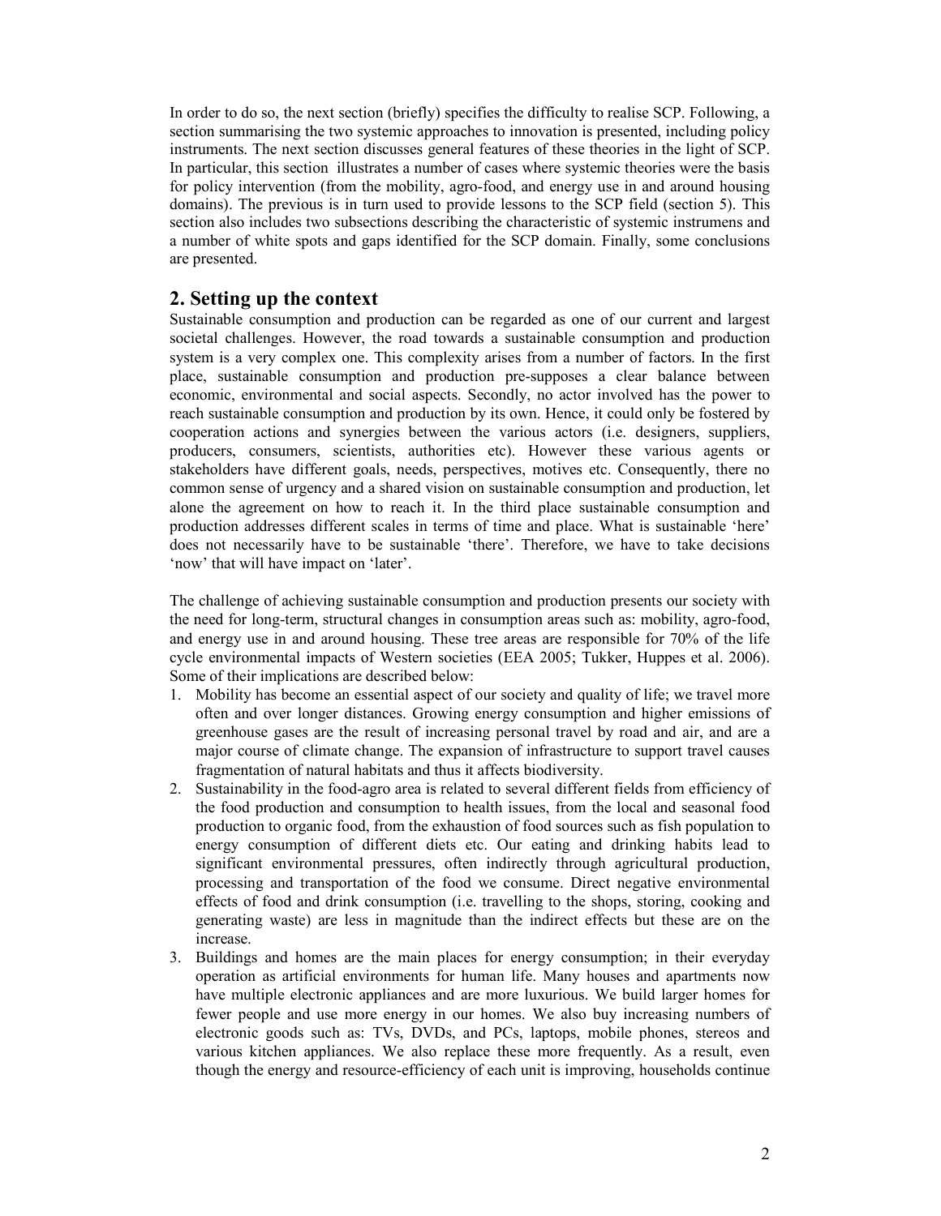In order to do so, the next section (briefly) specifies the difficulty to realise SCP. Following, a section summarising the two systemic approaches to innovation is presented, including policy instruments. The next section discusses general features of these theories in the light of SCP. In particular, this section illustrates a number of cases where systemic theories were the basis for policy intervention (from the mobility, agro-food, and energy use in and around housing domains). The previous is in turn used to provide lessons to the SCP field (section 5). This section also includes two subsections describing the characteristic of systemic instrumens and a number of white spots and gaps identified for the SCP domain. Finally, some conclusions are presented.

## 2. Setting up the context

Sustainable consumption and production can be regarded as one of our current and largest societal challenges. However, the road towards a sustainable consumption and production system is a very complex one. This complexity arises from a number of factors. In the first place, sustainable consumption and production pre-supposes a clear balance between economic, environmental and social aspects. Secondly, no actor involved has the power to reach sustainable consumption and production by its own. Hence, it could only be fostered by cooperation actions and synergies between the various actors (i.e. designers, suppliers, producers, consumers, scientists, authorities etc). However these various agents or stakeholders have different goals, needs, perspectives, motives etc. Consequently, there no common sense of urgency and a shared vision on sustainable consumption and production, let alone the agreement on how to reach it. In the third place sustainable consumption and production addresses different scales in terms of time and place. What is sustainable 'here' does not necessarily have to be sustainable 'there'. Therefore, we have to take decisions 'now' that will have impact on 'later'.

The challenge of achieving sustainable consumption and production presents our society with the need for long-term, structural changes in consumption areas such as: mobility, agro-food, and energy use in and around housing. These tree areas are responsible for 70% of the life cycle environmental impacts of Western societies (EEA 2005; Tukker, Huppes et al. 2006). Some of their implications are described below:

1. Mobility has become an essential aspect of our society and quality of life; we travel more often and over longer distances. Growing energy consumption and higher emissions of greenhouse gases are the result of increasing personal travel by road and air, and are a major course of climate change. The expansion of infrastructure to support travel causes fragmentation of natural habitats and thus it affects biodiversity.
2. Sustainability in the food-agro area is related to several different fields from efficiency of the food production and consumption to health issues, from the local and seasonal food production to organic food, from the exhaustion of food sources such as fish population to energy consumption of different diets etc. Our eating and drinking habits lead to significant environmental pressures, often indirectly through agricultural production, processing and transportation of the food we consume. Direct negative environmental effects of food and drink consumption (i.e. travelling to the shops, storing, cooking and generating waste) are less in magnitude than the indirect effects but these are on the increase.
3. Buildings and homes are the main places for energy consumption; in their everyday operation as artificial environments for human life. Many houses and apartments now have multiple electronic appliances and are more luxurious. We build larger homes for fewer people and use more energy in our homes. We also buy increasing numbers of electronic goods such as: TVs, DVDs, and PCs, laptops, mobile phones, stereos and various kitchen appliances. We also replace these more frequently. As a result, even though the energy and resource-efficiency of each unit is improving, households continue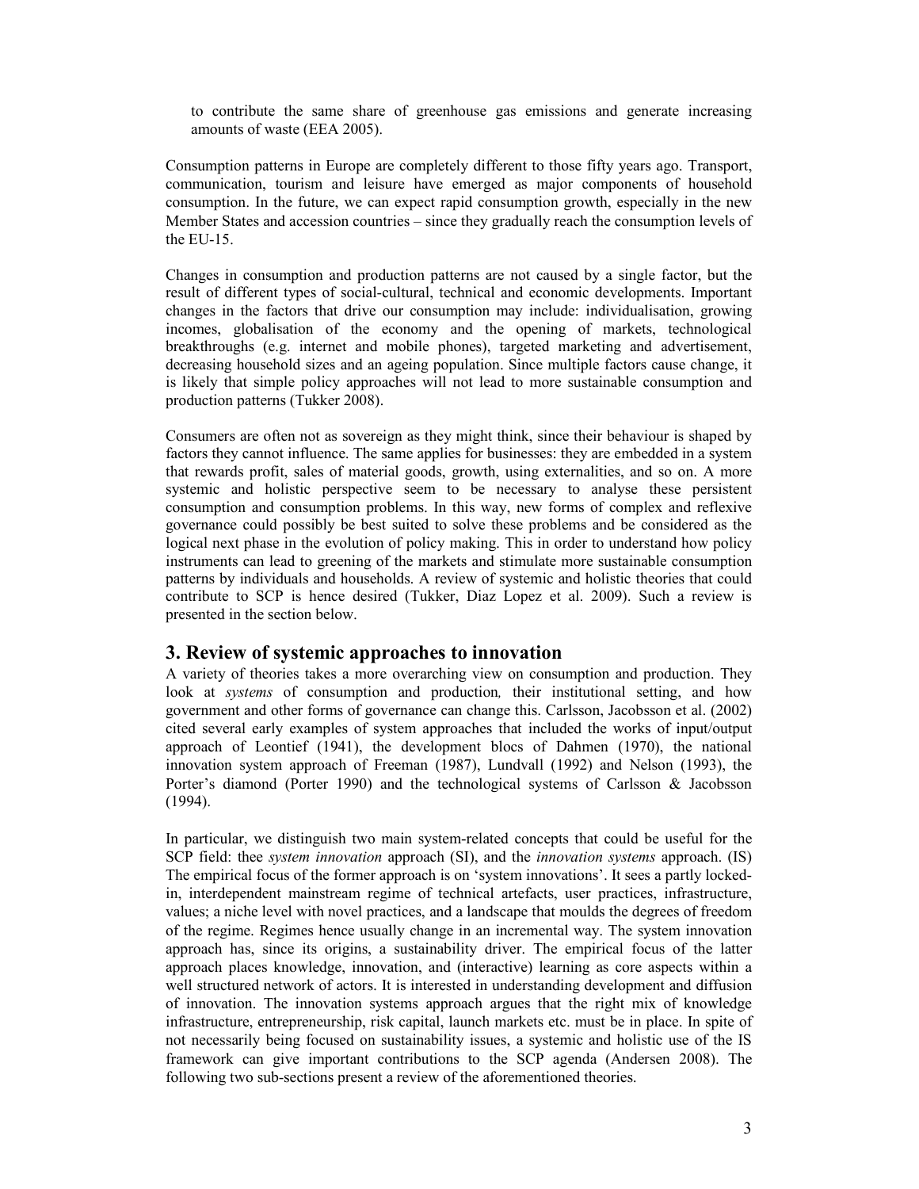to contribute the same share of greenhouse gas emissions and generate increasing amounts of waste (EEA 2005).

Consumption patterns in Europe are completely different to those fifty years ago. Transport, communication, tourism and leisure have emerged as major components of household consumption. In the future, we can expect rapid consumption growth, especially in the new Member States and accession countries – since they gradually reach the consumption levels of the EU-15.

Changes in consumption and production patterns are not caused by a single factor, but the result of different types of social-cultural, technical and economic developments. Important changes in the factors that drive our consumption may include: individualisation, growing incomes, globalisation of the economy and the opening of markets, technological breakthroughs (e.g. internet and mobile phones), targeted marketing and advertisement, decreasing household sizes and an ageing population. Since multiple factors cause change, it is likely that simple policy approaches will not lead to more sustainable consumption and production patterns (Tukker 2008).

Consumers are often not as sovereign as they might think, since their behaviour is shaped by factors they cannot influence. The same applies for businesses: they are embedded in a system that rewards profit, sales of material goods, growth, using externalities, and so on. A more systemic and holistic perspective seem to be necessary to analyse these persistent consumption and consumption problems. In this way, new forms of complex and reflexive governance could possibly be best suited to solve these problems and be considered as the logical next phase in the evolution of policy making. This in order to understand how policy instruments can lead to greening of the markets and stimulate more sustainable consumption patterns by individuals and households. A review of systemic and holistic theories that could contribute to SCP is hence desired (Tukker, Diaz Lopez et al. 2009). Such a review is presented in the section below.

## 3. Review of systemic approaches to innovation

A variety of theories takes a more overarching view on consumption and production. They look at *systems* of consumption and production*,* their institutional setting, and how government and other forms of governance can change this. Carlsson, Jacobsson et al. (2002) cited several early examples of system approaches that included the works of input/output approach of Leontief (1941), the development blocs of Dahmen (1970), the national innovation system approach of Freeman (1987), Lundvall (1992) and Nelson (1993), the Porter's diamond (Porter 1990) and the technological systems of Carlsson & Jacobsson (1994).

In particular, we distinguish two main system-related concepts that could be useful for the SCP field: thee *system innovation* approach (SI), and the *innovation systems* approach. (IS) The empirical focus of the former approach is on 'system innovations'. It sees a partly locked-in, interdependent mainstream regime of technical artefacts, user practices, infrastructure, values; a niche level with novel practices, and a landscape that moulds the degrees of freedom of the regime. Regimes hence usually change in an incremental way. The system innovation approach has, since its origins, a sustainability driver. The empirical focus of the latter approach places knowledge, innovation, and (interactive) learning as core aspects within a well structured network of actors. It is interested in understanding development and diffusion of innovation. The innovation systems approach argues that the right mix of knowledge infrastructure, entrepreneurship, risk capital, launch markets etc. must be in place. In spite of not necessarily being focused on sustainability issues, a systemic and holistic use of the IS framework can give important contributions to the SCP agenda (Andersen 2008). The following two sub-sections present a review of the aforementioned theories.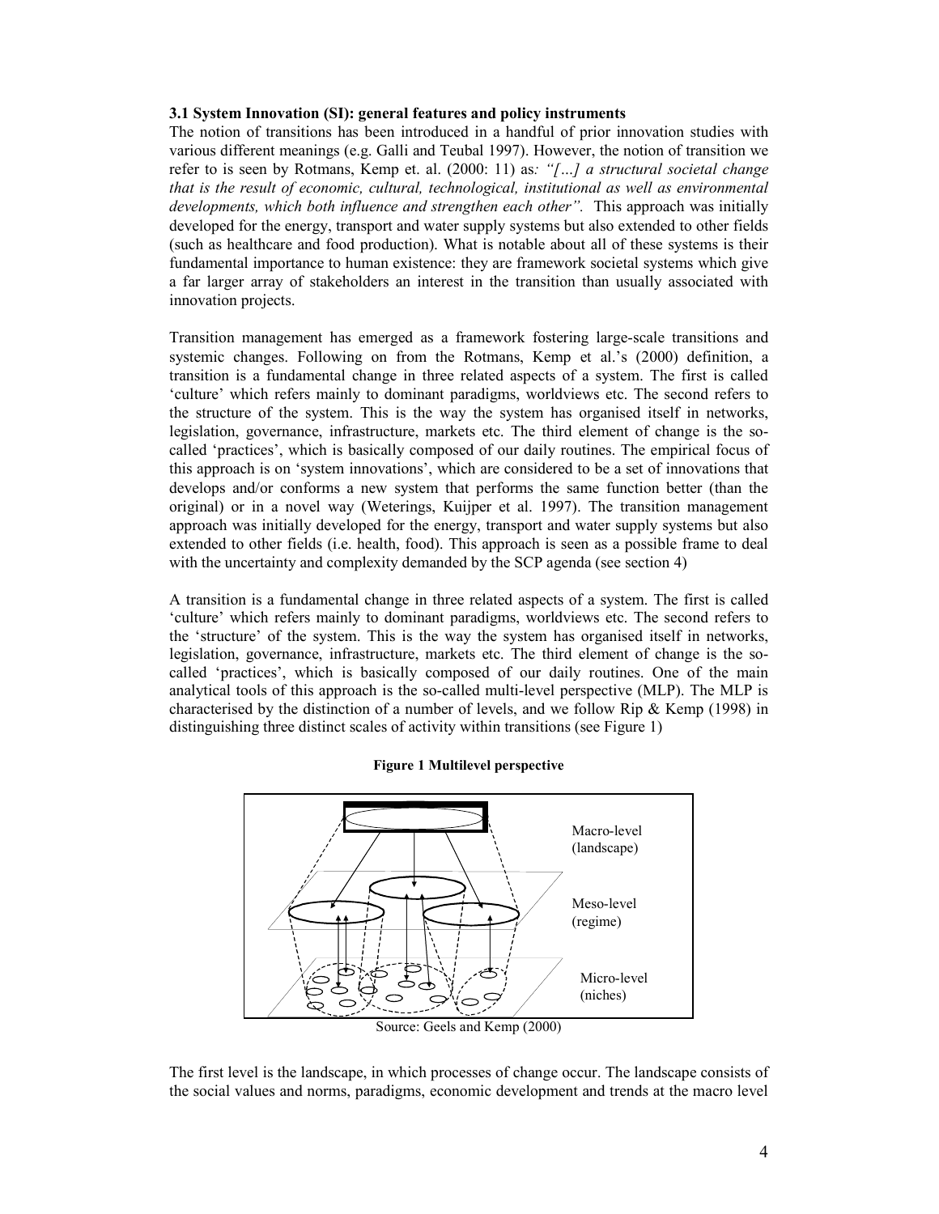### 3.1 System Innovation (SI): general features and policy instruments

The notion of transitions has been introduced in a handful of prior innovation studies with various different meanings (e.g. Galli and Teubal 1997). However, the notion of transition we refer to is seen by Rotmans, Kemp et. al. (2000: 11) as*: "[…] a structural societal change that is the result of economic, cultural, technological, institutional as well as environmental developments, which both influence and strengthen each other".* This approach was initially developed for the energy, transport and water supply systems but also extended to other fields (such as healthcare and food production). What is notable about all of these systems is their fundamental importance to human existence: they are framework societal systems which give a far larger array of stakeholders an interest in the transition than usually associated with innovation projects.

Transition management has emerged as a framework fostering large-scale transitions and systemic changes. Following on from the Rotmans, Kemp et al.'s (2000) definition, a transition is a fundamental change in three related aspects of a system. The first is called 'culture' which refers mainly to dominant paradigms, worldviews etc. The second refers to the structure of the system. This is the way the system has organised itself in networks, legislation, governance, infrastructure, markets etc. The third element of change is the so-called 'practices', which is basically composed of our daily routines. The empirical focus of this approach is on 'system innovations', which are considered to be a set of innovations that develops and/or conforms a new system that performs the same function better (than the original) or in a novel way (Weterings, Kuijper et al. 1997). The transition management approach was initially developed for the energy, transport and water supply systems but also extended to other fields (i.e. health, food). This approach is seen as a possible frame to deal with the uncertainty and complexity demanded by the SCP agenda (see section 4)

A transition is a fundamental change in three related aspects of a system. The first is called 'culture' which refers mainly to dominant paradigms, worldviews etc. The second refers to the 'structure' of the system. This is the way the system has organised itself in networks, legislation, governance, infrastructure, markets etc. The third element of change is the so-called 'practices', which is basically composed of our daily routines. One of the main analytical tools of this approach is the so-called multi-level perspective (MLP). The MLP is characterised by the distinction of a number of levels, and we follow Rip & Kemp (1998) in distinguishing three distinct scales of activity within transitions (see Figure 1)

**Figure 1 Multilevel perspective**

Macro-level (landscape)

Meso-level (regime)

Micro-level (niches)

Source: Geels and Kemp (2000)

The first level is the landscape, in which processes of change occur. The landscape consists of the social values and norms, paradigms, economic development and trends at the macro level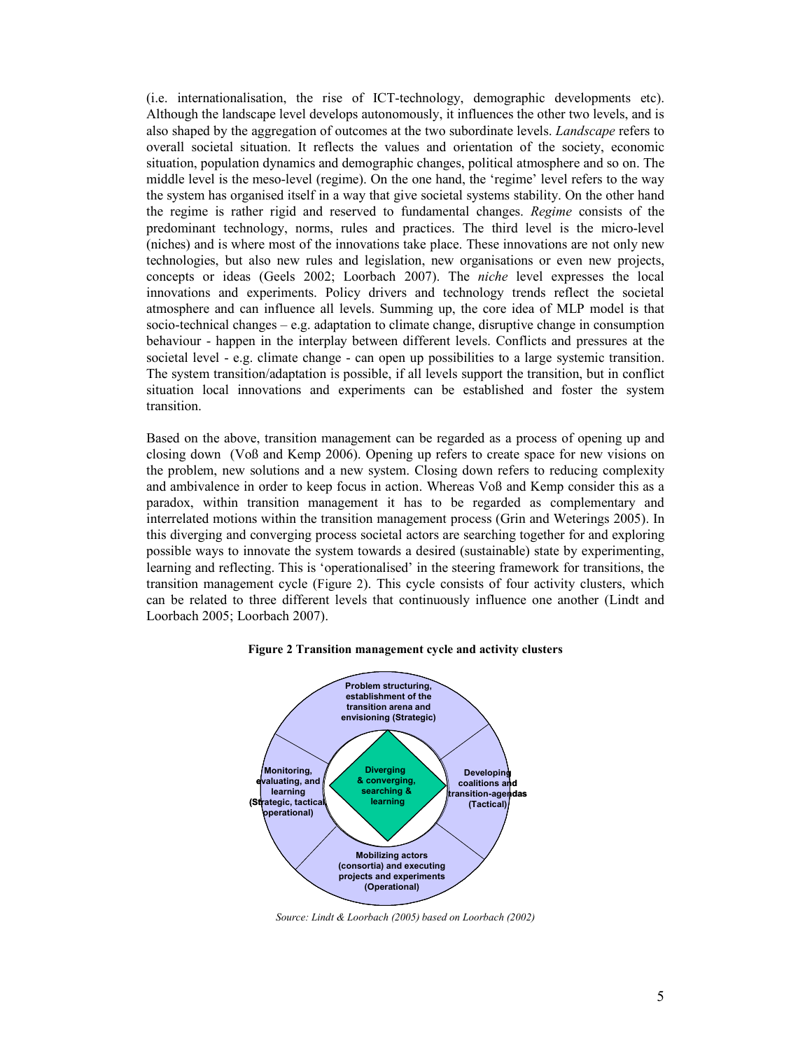(i.e. internationalisation, the rise of ICT-technology, demographic developments etc). Although the landscape level develops autonomously, it influences the other two levels, and is also shaped by the aggregation of outcomes at the two subordinate levels. *Landscape* refers to overall societal situation. It reflects the values and orientation of the society, economic situation, population dynamics and demographic changes, political atmosphere and so on. The middle level is the meso-level (regime). On the one hand, the 'regime' level refers to the way the system has organised itself in a way that give societal systems stability. On the other hand the regime is rather rigid and reserved to fundamental changes. *Regime* consists of the predominant technology, norms, rules and practices. The third level is the micro-level (niches) and is where most of the innovations take place. These innovations are not only new technologies, but also new rules and legislation, new organisations or even new projects, concepts or ideas (Geels 2002; Loorbach 2007). The *niche* level expresses the local innovations and experiments. Policy drivers and technology trends reflect the societal atmosphere and can influence all levels. Summing up, the core idea of MLP model is that socio-technical changes – e.g. adaptation to climate change, disruptive change in consumption behaviour - happen in the interplay between different levels. Conflicts and pressures at the societal level - e.g. climate change - can open up possibilities to a large systemic transition. The system transition/adaptation is possible, if all levels support the transition, but in conflict situation local innovations and experiments can be established and foster the system transition.

Based on the above, transition management can be regarded as a process of opening up and closing down (Voß and Kemp 2006). Opening up refers to create space for new visions on the problem, new solutions and a new system. Closing down refers to reducing complexity and ambivalence in order to keep focus in action. Whereas Voß and Kemp consider this as a paradox, within transition management it has to be regarded as complementary and interrelated motions within the transition management process (Grin and Weterings 2005). In this diverging and converging process societal actors are searching together for and exploring possible ways to innovate the system towards a desired (sustainable) state by experimenting, learning and reflecting. This is 'operationalised' in the steering framework for transitions, the transition management cycle (Figure 2). This cycle consists of four activity clusters, which can be related to three different levels that continuously influence one another (Lindt and Loorbach 2005; Loorbach 2007).

**Figure 2 Transition management cycle and activity clusters**

Problem structuring, establishment of the transition arena and envisioning (Strategic)

Developing coalitions and transition-agendas (Tactical)

Mobilizing actors (consortia) and executing projects and experiments (Operational)

Monitoring, evaluating, and learning (Strategic, tactical, operational)

Diverging & converging, searching & learning

*Source: Lindt & Loorbach (2005) based on Loorbach (2002)*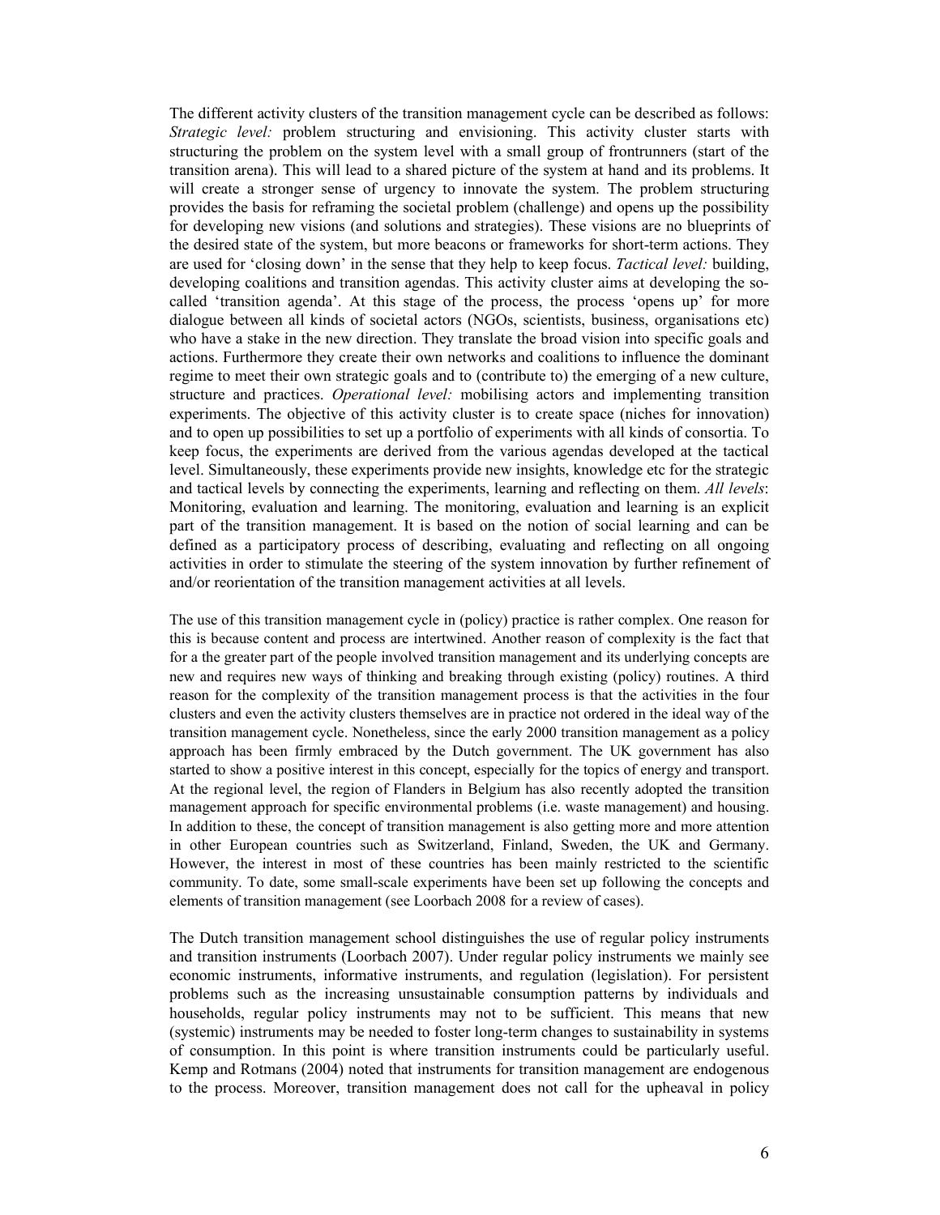The different activity clusters of the transition management cycle can be described as follows: *Strategic level:* problem structuring and envisioning. This activity cluster starts with structuring the problem on the system level with a small group of frontrunners (start of the transition arena). This will lead to a shared picture of the system at hand and its problems. It will create a stronger sense of urgency to innovate the system. The problem structuring provides the basis for reframing the societal problem (challenge) and opens up the possibility for developing new visions (and solutions and strategies). These visions are no blueprints of the desired state of the system, but more beacons or frameworks for short-term actions. They are used for 'closing down' in the sense that they help to keep focus. *Tactical level:* building, developing coalitions and transition agendas. This activity cluster aims at developing the so-called 'transition agenda'. At this stage of the process, the process 'opens up' for more dialogue between all kinds of societal actors (NGOs, scientists, business, organisations etc) who have a stake in the new direction. They translate the broad vision into specific goals and actions. Furthermore they create their own networks and coalitions to influence the dominant regime to meet their own strategic goals and to (contribute to) the emerging of a new culture, structure and practices. *Operational level:* mobilising actors and implementing transition experiments. The objective of this activity cluster is to create space (niches for innovation) and to open up possibilities to set up a portfolio of experiments with all kinds of consortia. To keep focus, the experiments are derived from the various agendas developed at the tactical level. Simultaneously, these experiments provide new insights, knowledge etc for the strategic and tactical levels by connecting the experiments, learning and reflecting on them. *All levels*: Monitoring, evaluation and learning. The monitoring, evaluation and learning is an explicit part of the transition management. It is based on the notion of social learning and can be defined as a participatory process of describing, evaluating and reflecting on all ongoing activities in order to stimulate the steering of the system innovation by further refinement of and/or reorientation of the transition management activities at all levels.

The use of this transition management cycle in (policy) practice is rather complex. One reason for this is because content and process are intertwined. Another reason of complexity is the fact that for a the greater part of the people involved transition management and its underlying concepts are new and requires new ways of thinking and breaking through existing (policy) routines. A third reason for the complexity of the transition management process is that the activities in the four clusters and even the activity clusters themselves are in practice not ordered in the ideal way of the transition management cycle. Nonetheless, since the early 2000 transition management as a policy approach has been firmly embraced by the Dutch government. The UK government has also started to show a positive interest in this concept, especially for the topics of energy and transport. At the regional level, the region of Flanders in Belgium has also recently adopted the transition management approach for specific environmental problems (i.e. waste management) and housing. In addition to these, the concept of transition management is also getting more and more attention in other European countries such as Switzerland, Finland, Sweden, the UK and Germany. However, the interest in most of these countries has been mainly restricted to the scientific community. To date, some small-scale experiments have been set up following the concepts and elements of transition management (see Loorbach 2008 for a review of cases).

The Dutch transition management school distinguishes the use of regular policy instruments and transition instruments (Loorbach 2007). Under regular policy instruments we mainly see economic instruments, informative instruments, and regulation (legislation). For persistent problems such as the increasing unsustainable consumption patterns by individuals and households, regular policy instruments may not to be sufficient. This means that new (systemic) instruments may be needed to foster long-term changes to sustainability in systems of consumption. In this point is where transition instruments could be particularly useful. Kemp and Rotmans (2004) noted that instruments for transition management are endogenous to the process. Moreover, transition management does not call for the upheaval in policy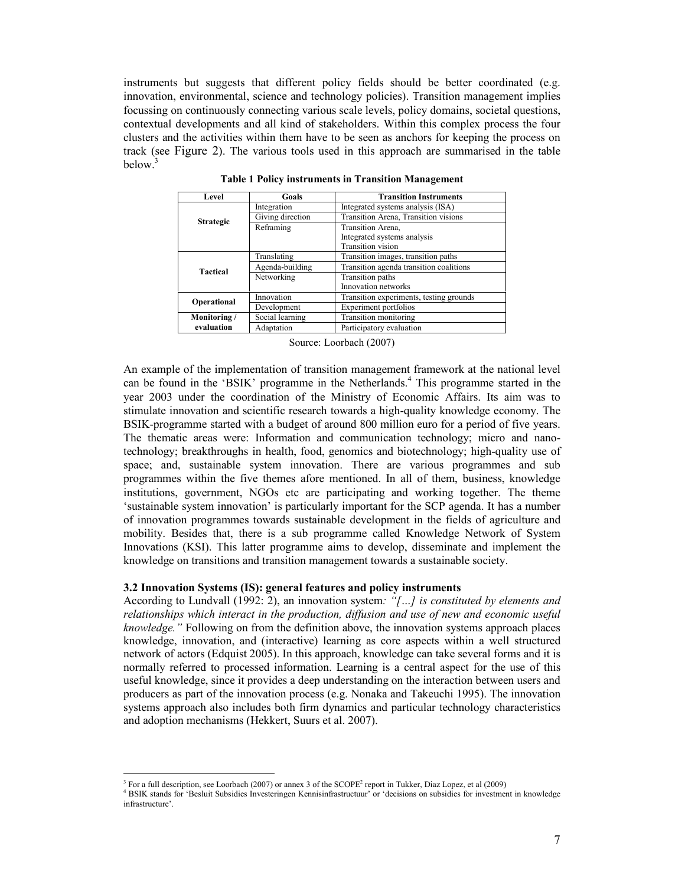instruments but suggests that different policy fields should be better coordinated (e.g. innovation, environmental, science and technology policies). Transition management implies focussing on continuously connecting various scale levels, policy domains, societal questions, contextual developments and all kind of stakeholders. Within this complex process the four clusters and the activities within them have to be seen as anchors for keeping the process on track (see Figure 2). The various tools used in this approach are summarised in the table below.[3]

**Table 1 Policy instruments in Transition Management**

| Level | Goals | Transition Instruments |
|---|---|---|
| **Strategic** | Integration | Integrated systems analysis (ISA) |
| | Giving direction | Transition Arena, Transition visions |
| | Reframing | Transition Arena, Integrated systems analysis Transition vision |
| **Tactical** | Translating | Transition images, transition paths |
| | Agenda-building | Transition agenda transition coalitions |
| | Networking | Transition paths Innovation networks |
| **Operational** | Innovation | Transition experiments, testing grounds |
| | Development | Experiment portfolios |
| **Monitoring / evaluation** | Social learning | Transition monitoring |
| | Adaptation | Participatory evaluation |

Source: Loorbach (2007)

An example of the implementation of transition management framework at the national level can be found in the 'BSIK' programme in the Netherlands.[4] This programme started in the year 2003 under the coordination of the Ministry of Economic Affairs. Its aim was to stimulate innovation and scientific research towards a high-quality knowledge economy. The BSIK-programme started with a budget of around 800 million euro for a period of five years. The thematic areas were: Information and communication technology; micro and nano-technology; breakthroughs in health, food, genomics and biotechnology; high-quality use of space; and, sustainable system innovation. There are various programmes and sub programmes within the five themes afore mentioned. In all of them, business, knowledge institutions, government, NGOs etc are participating and working together. The theme 'sustainable system innovation' is particularly important for the SCP agenda. It has a number of innovation programmes towards sustainable development in the fields of agriculture and mobility. Besides that, there is a sub programme called Knowledge Network of System Innovations (KSI). This latter programme aims to develop, disseminate and implement the knowledge on transitions and transition management towards a sustainable society.

### 3.2 Innovation Systems (IS): general features and policy instruments

According to Lundvall (1992: 2), an innovation system*: "[…] is constituted by elements and relationships which interact in the production, diffusion and use of new and economic useful knowledge."* Following on from the definition above, the innovation systems approach places knowledge, innovation, and (interactive) learning as core aspects within a well structured network of actors (Edquist 2005). In this approach, knowledge can take several forms and it is normally referred to processed information. Learning is a central aspect for the use of this useful knowledge, since it provides a deep understanding on the interaction between users and producers as part of the innovation process (e.g. Nonaka and Takeuchi 1995). The innovation systems approach also includes both firm dynamics and particular technology characteristics and adoption mechanisms (Hekkert, Suurs et al. 2007).

---

[3] For a full description, see Loorbach (2007) or annex 3 of the SCOPE[2] report in Tukker, Diaz Lopez, et al (2009)

[4] BSIK stands for 'Besluit Subsidies Investeringen Kennisinfrastructuur' or 'decisions on subsidies for investment in knowledge infrastructure'.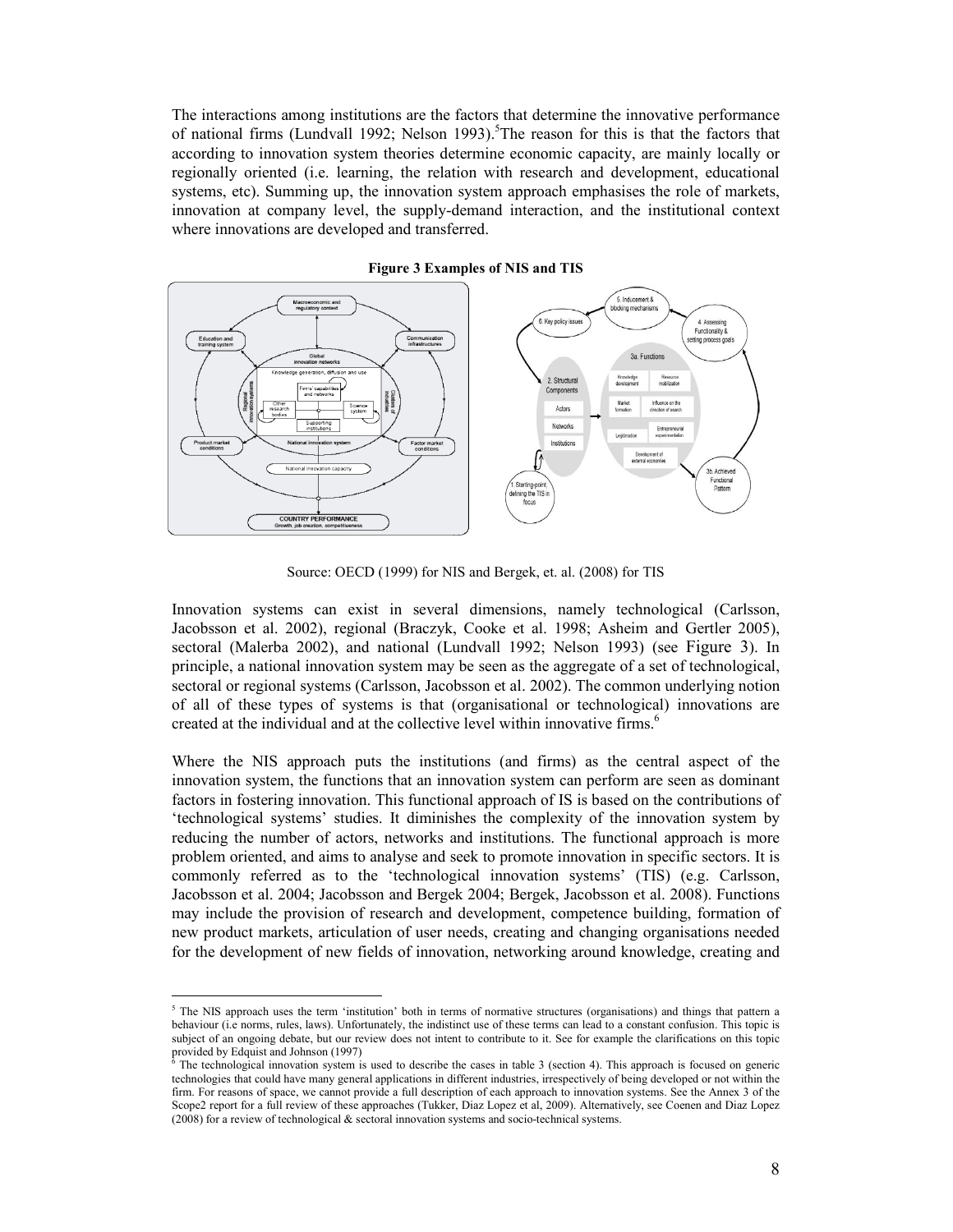The interactions among institutions are the factors that determine the innovative performance of national firms (Lundvall 1992; Nelson 1993).[5] The reason for this is that the factors that according to innovation system theories determine economic capacity, are mainly locally or regionally oriented (i.e. learning, the relation with research and development, educational systems, etc). Summing up, the innovation system approach emphasises the role of markets, innovation at company level, the supply-demand interaction, and the institutional context where innovations are developed and transferred.

**Figure 3 Examples of NIS and TIS**

Source: OECD (1999) for NIS and Bergek, et. al. (2008) for TIS

Innovation systems can exist in several dimensions, namely technological (Carlsson, Jacobsson et al. 2002), regional (Braczyk, Cooke et al. 1998; Asheim and Gertler 2005), sectoral (Malerba 2002), and national (Lundvall 1992; Nelson 1993) (see Figure 3). In principle, a national innovation system may be seen as the aggregate of a set of technological, sectoral or regional systems (Carlsson, Jacobsson et al. 2002). The common underlying notion of all of these types of systems is that (organisational or technological) innovations are created at the individual and at the collective level within innovative firms.[6]

Where the NIS approach puts the institutions (and firms) as the central aspect of the innovation system, the functions that an innovation system can perform are seen as dominant factors in fostering innovation. This functional approach of IS is based on the contributions of 'technological systems' studies. It diminishes the complexity of the innovation system by reducing the number of actors, networks and institutions. The functional approach is more problem oriented, and aims to analyse and seek to promote innovation in specific sectors. It is commonly referred as to the 'technological innovation systems' (TIS) (e.g. Carlsson, Jacobsson et al. 2004; Jacobsson and Bergek 2004; Bergek, Jacobsson et al. 2008). Functions may include the provision of research and development, competence building, formation of new product markets, articulation of user needs, creating and changing organisations needed for the development of new fields of innovation, networking around knowledge, creating and

[5] The NIS approach uses the term 'institution' both in terms of normative structures (organisations) and things that pattern a behaviour (i.e norms, rules, laws). Unfortunately, the indistinct use of these terms can lead to a constant confusion. This topic is subject of an ongoing debate, but our review does not intent to contribute to it. See for example the clarifications on this topic provided by Edquist and Johnson (1997)

[6] The technological innovation system is used to describe the cases in table 3 (section 4). This approach is focused on generic technologies that could have many general applications in different industries, irrespectively of being developed or not within the firm. For reasons of space, we cannot provide a full description of each approach to innovation systems. See the Annex 3 of the Scope2 report for a full review of these approaches (Tukker, Diaz Lopez et al, 2009). Alternatively, see Coenen and Diaz Lopez (2008) for a review of technological & sectoral innovation systems and socio-technical systems.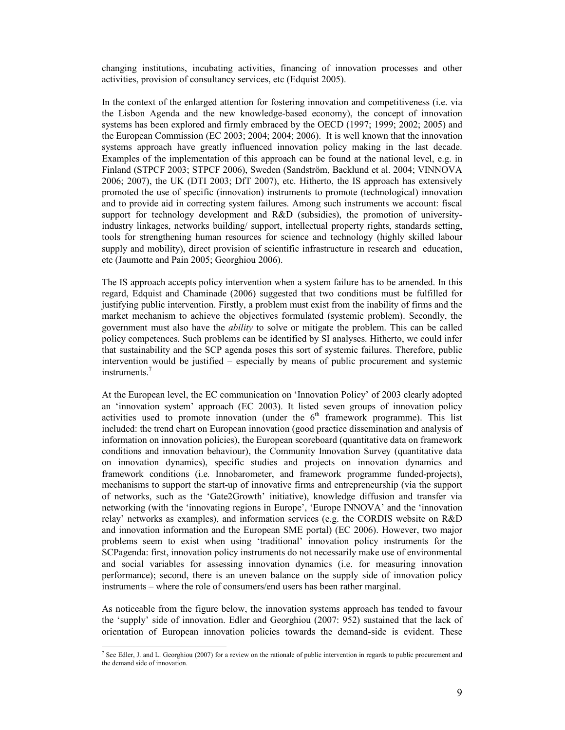changing institutions, incubating activities, financing of innovation processes and other activities, provision of consultancy services, etc (Edquist 2005).

In the context of the enlarged attention for fostering innovation and competitiveness (i.e. via the Lisbon Agenda and the new knowledge-based economy), the concept of innovation systems has been explored and firmly embraced by the OECD (1997; 1999; 2002; 2005) and the European Commission (EC 2003; 2004; 2004; 2006). It is well known that the innovation systems approach have greatly influenced innovation policy making in the last decade. Examples of the implementation of this approach can be found at the national level, e.g. in Finland (STPCF 2003; STPCF 2006), Sweden (Sandström, Backlund et al. 2004; VINNOVA 2006; 2007), the UK (DTI 2003; DfT 2007), etc. Hitherto, the IS approach has extensively promoted the use of specific (innovation) instruments to promote (technological) innovation and to provide aid in correcting system failures. Among such instruments we account: fiscal support for technology development and R&D (subsidies), the promotion of university-industry linkages, networks building/ support, intellectual property rights, standards setting, tools for strengthening human resources for science and technology (highly skilled labour supply and mobility), direct provision of scientific infrastructure in research and education, etc (Jaumotte and Pain 2005; Georghiou 2006).

The IS approach accepts policy intervention when a system failure has to be amended. In this regard, Edquist and Chaminade (2006) suggested that two conditions must be fulfilled for justifying public intervention. Firstly, a problem must exist from the inability of firms and the market mechanism to achieve the objectives formulated (systemic problem). Secondly, the government must also have the *ability* to solve or mitigate the problem. This can be called policy competences. Such problems can be identified by SI analyses. Hitherto, we could infer that sustainability and the SCP agenda poses this sort of systemic failures. Therefore, public intervention would be justified – especially by means of public procurement and systemic instruments.[7]

At the European level, the EC communication on 'Innovation Policy' of 2003 clearly adopted an 'innovation system' approach (EC 2003). It listed seven groups of innovation policy activities used to promote innovation (under the 6th framework programme). This list included: the trend chart on European innovation (good practice dissemination and analysis of information on innovation policies), the European scoreboard (quantitative data on framework conditions and innovation behaviour), the Community Innovation Survey (quantitative data on innovation dynamics), specific studies and projects on innovation dynamics and framework conditions (i.e. Innobarometer, and framework programme funded-projects), mechanisms to support the start-up of innovative firms and entrepreneurship (via the support of networks, such as the 'Gate2Growth' initiative), knowledge diffusion and transfer via networking (with the 'innovating regions in Europe', 'Europe INNOVA' and the 'innovation relay' networks as examples), and information services (e.g. the CORDIS website on R&D and innovation information and the European SME portal) (EC 2006). However, two major problems seem to exist when using 'traditional' innovation policy instruments for the SCPagenda: first, innovation policy instruments do not necessarily make use of environmental and social variables for assessing innovation dynamics (i.e. for measuring innovation performance); second, there is an uneven balance on the supply side of innovation policy instruments – where the role of consumers/end users has been rather marginal.

As noticeable from the figure below, the innovation systems approach has tended to favour the 'supply' side of innovation. Edler and Georghiou (2007: 952) sustained that the lack of orientation of European innovation policies towards the demand-side is evident. These

[7] See Edler, J. and L. Georghiou (2007) for a review on the rationale of public intervention in regards to public procurement and the demand side of innovation.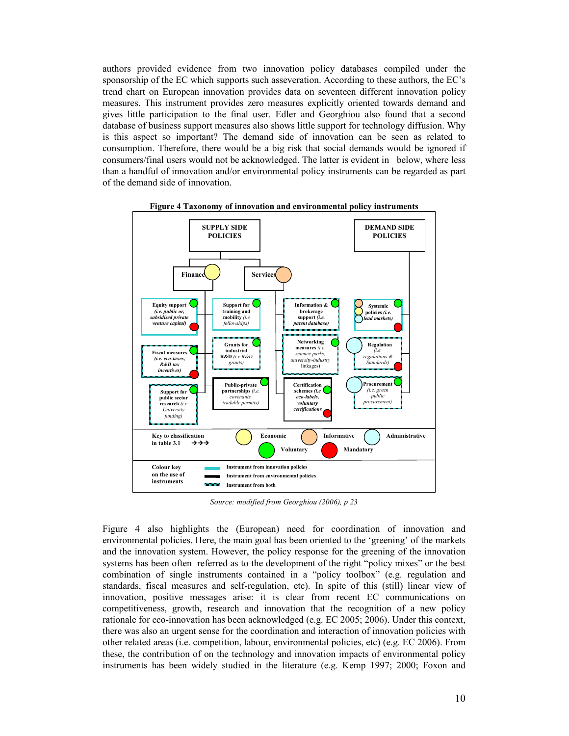authors provided evidence from two innovation policy databases compiled under the sponsorship of the EC which supports such asseveration. According to these authors, the EC's trend chart on European innovation provides data on seventeen different innovation policy measures. This instrument provides zero measures explicitly oriented towards demand and gives little participation to the final user. Edler and Georghiou also found that a second database of business support measures also shows little support for technology diffusion. Why is this aspect so important? The demand side of innovation can be seen as related to consumption. Therefore, there would be a big risk that social demands would be ignored if consumers/final users would not be acknowledged. The latter is evident in  below, where less than a handful of innovation and/or environmental policy instruments can be regarded as part of the demand side of innovation.

**Figure 4 Taxonomy of innovation and environmental policy instruments**

SUPPLY SIDE POLICIES

- Finance
  - Equity support (i.e. public or, subsidised private venture capital)
  - Fiscal measures (i.e. eco-taxes, R&D tax incentives)
  - Support for public sector research (i.e University funding)
  - Support for training and mobility (i.e fellowships)
  - Grants for industrial R&D (i.e R&D grants)
  - Public-private partnerships (i.e. covenants, tradable permits)
- Services
  - Information & brokerage support (i.e. patent database)
  - Networking measures (i.e. science parks, university-industry linkages)
  - Certification schemes (i.e eco-labels, voluntary certifications

DEMAND SIDE POLICIES

- Systemic policies (i.e. lead markets)
- Regulation (i.e. regulations & Standards)
- Procurement (i.e. green public procurement)

Key to classification in table 3.1 →→→ Economic; Informative; Administrative; Voluntary; Mandatory

Colour key on the use of instruments: Instrument from innovation policies; Instrument from environmental policies; Instrument from both

*Source: modified from Georghiou (2006), p 23*

Figure 4 also highlights the (European) need for coordination of innovation and environmental policies. Here, the main goal has been oriented to the 'greening' of the markets and the innovation system. However, the policy response for the greening of the innovation systems has been often referred as to the development of the right "policy mixes" or the best combination of single instruments contained in a "policy toolbox" (e.g. regulation and standards, fiscal measures and self-regulation, etc). In spite of this (still) linear view of innovation, positive messages arise: it is clear from recent EC communications on competitiveness, growth, research and innovation that the recognition of a new policy rationale for eco-innovation has been acknowledged (e.g. EC 2005; 2006). Under this context, there was also an urgent sense for the coordination and interaction of innovation policies with other related areas (i.e. competition, labour, environmental policies, etc) (e.g. EC 2006). From these, the contribution of on the technology and innovation impacts of environmental policy instruments has been widely studied in the literature (e.g. Kemp 1997; 2000; Foxon and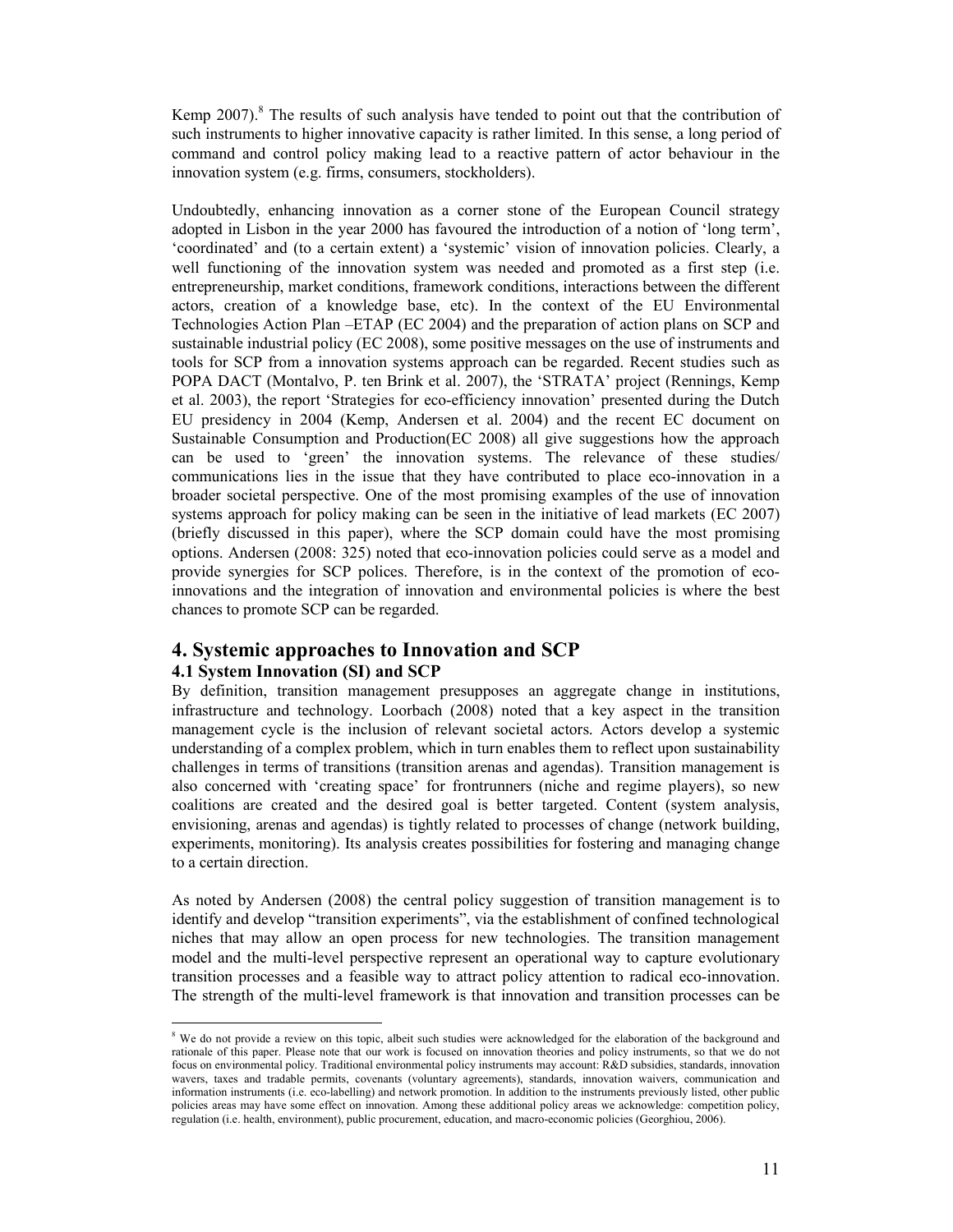Kemp 2007).[8] The results of such analysis have tended to point out that the contribution of such instruments to higher innovative capacity is rather limited. In this sense, a long period of command and control policy making lead to a reactive pattern of actor behaviour in the innovation system (e.g. firms, consumers, stockholders).

Undoubtedly, enhancing innovation as a corner stone of the European Council strategy adopted in Lisbon in the year 2000 has favoured the introduction of a notion of 'long term', 'coordinated' and (to a certain extent) a 'systemic' vision of innovation policies. Clearly, a well functioning of the innovation system was needed and promoted as a first step (i.e. entrepreneurship, market conditions, framework conditions, interactions between the different actors, creation of a knowledge base, etc). In the context of the EU Environmental Technologies Action Plan –ETAP (EC 2004) and the preparation of action plans on SCP and sustainable industrial policy (EC 2008), some positive messages on the use of instruments and tools for SCP from a innovation systems approach can be regarded. Recent studies such as POPA DACT (Montalvo, P. ten Brink et al. 2007), the 'STRATA' project (Rennings, Kemp et al. 2003), the report 'Strategies for eco-efficiency innovation' presented during the Dutch EU presidency in 2004 (Kemp, Andersen et al. 2004) and the recent EC document on Sustainable Consumption and Production(EC 2008) all give suggestions how the approach can be used to 'green' the innovation systems. The relevance of these studies/ communications lies in the issue that they have contributed to place eco-innovation in a broader societal perspective. One of the most promising examples of the use of innovation systems approach for policy making can be seen in the initiative of lead markets (EC 2007) (briefly discussed in this paper), where the SCP domain could have the most promising options. Andersen (2008: 325) noted that eco-innovation policies could serve as a model and provide synergies for SCP polices. Therefore, is in the context of the promotion of eco-innovations and the integration of innovation and environmental policies is where the best chances to promote SCP can be regarded.

# 4. Systemic approaches to Innovation and SCP

## 4.1 System Innovation (SI) and SCP

By definition, transition management presupposes an aggregate change in institutions, infrastructure and technology. Loorbach (2008) noted that a key aspect in the transition management cycle is the inclusion of relevant societal actors. Actors develop a systemic understanding of a complex problem, which in turn enables them to reflect upon sustainability challenges in terms of transitions (transition arenas and agendas). Transition management is also concerned with 'creating space' for frontrunners (niche and regime players), so new coalitions are created and the desired goal is better targeted. Content (system analysis, envisioning, arenas and agendas) is tightly related to processes of change (network building, experiments, monitoring). Its analysis creates possibilities for fostering and managing change to a certain direction.

As noted by Andersen (2008) the central policy suggestion of transition management is to identify and develop "transition experiments", via the establishment of confined technological niches that may allow an open process for new technologies. The transition management model and the multi-level perspective represent an operational way to capture evolutionary transition processes and a feasible way to attract policy attention to radical eco-innovation. The strength of the multi-level framework is that innovation and transition processes can be

[8] We do not provide a review on this topic, albeit such studies were acknowledged for the elaboration of the background and rationale of this paper. Please note that our work is focused on innovation theories and policy instruments, so that we do not focus on environmental policy. Traditional environmental policy instruments may account: R&D subsidies, standards, innovation wavers, taxes and tradable permits, covenants (voluntary agreements), standards, innovation waivers, communication and information instruments (i.e. eco-labelling) and network promotion. In addition to the instruments previously listed, other public policies areas may have some effect on innovation. Among these additional policy areas we acknowledge: competition policy, regulation (i.e. health, environment), public procurement, education, and macro-economic policies (Georghiou, 2006).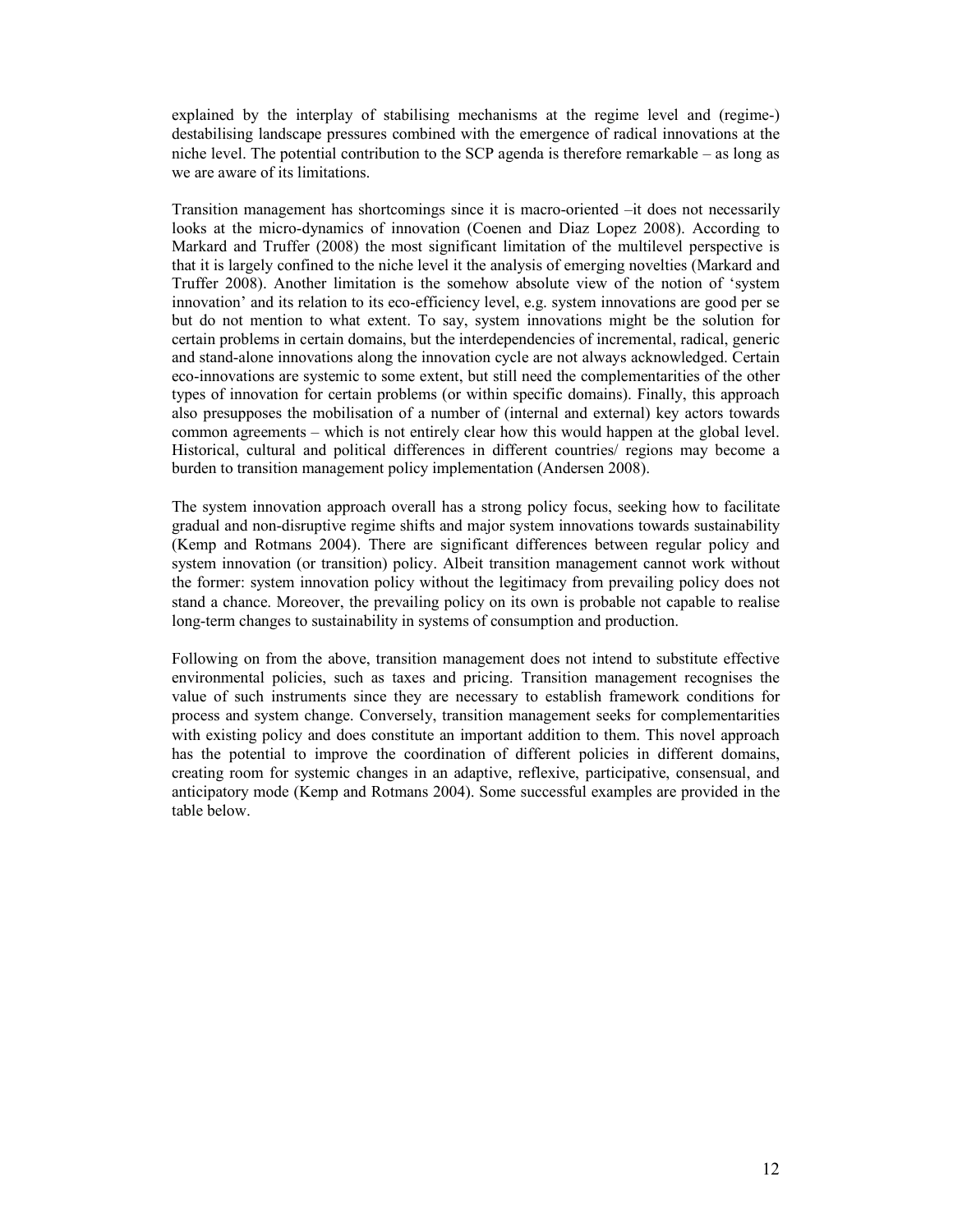explained by the interplay of stabilising mechanisms at the regime level and (regime-) destabilising landscape pressures combined with the emergence of radical innovations at the niche level. The potential contribution to the SCP agenda is therefore remarkable – as long as we are aware of its limitations.

Transition management has shortcomings since it is macro-oriented –it does not necessarily looks at the micro-dynamics of innovation (Coenen and Diaz Lopez 2008). According to Markard and Truffer (2008) the most significant limitation of the multilevel perspective is that it is largely confined to the niche level it the analysis of emerging novelties (Markard and Truffer 2008). Another limitation is the somehow absolute view of the notion of 'system innovation' and its relation to its eco-efficiency level, e.g. system innovations are good per se but do not mention to what extent. To say, system innovations might be the solution for certain problems in certain domains, but the interdependencies of incremental, radical, generic and stand-alone innovations along the innovation cycle are not always acknowledged. Certain eco-innovations are systemic to some extent, but still need the complementarities of the other types of innovation for certain problems (or within specific domains). Finally, this approach also presupposes the mobilisation of a number of (internal and external) key actors towards common agreements – which is not entirely clear how this would happen at the global level. Historical, cultural and political differences in different countries/ regions may become a burden to transition management policy implementation (Andersen 2008).

The system innovation approach overall has a strong policy focus, seeking how to facilitate gradual and non-disruptive regime shifts and major system innovations towards sustainability (Kemp and Rotmans 2004). There are significant differences between regular policy and system innovation (or transition) policy. Albeit transition management cannot work without the former: system innovation policy without the legitimacy from prevailing policy does not stand a chance. Moreover, the prevailing policy on its own is probable not capable to realise long-term changes to sustainability in systems of consumption and production.

Following on from the above, transition management does not intend to substitute effective environmental policies, such as taxes and pricing. Transition management recognises the value of such instruments since they are necessary to establish framework conditions for process and system change. Conversely, transition management seeks for complementarities with existing policy and does constitute an important addition to them. This novel approach has the potential to improve the coordination of different policies in different domains, creating room for systemic changes in an adaptive, reflexive, participative, consensual, and anticipatory mode (Kemp and Rotmans 2004). Some successful examples are provided in the table below.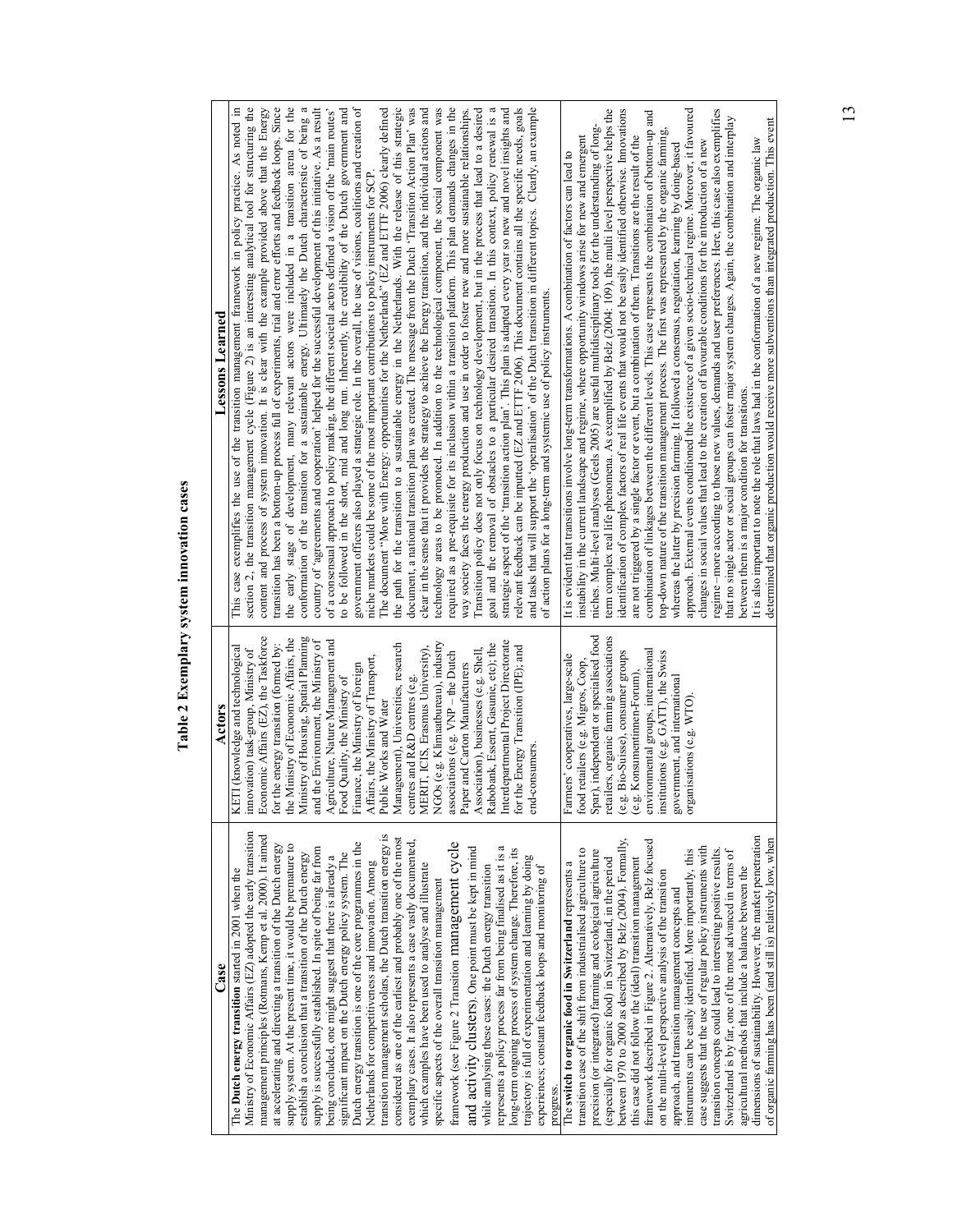**Table 2 Exemplary system innovation cases**

| Case | Actors | Lessons Learned |
|---|---|---|
| The **Dutch energy transition** started in 2001 when the Ministry of Economic Affairs (EZ) adopted the early transition management principles (Rotmans, Kemp et al. 2000). It aimed at accelerating and directing a transition of the Dutch energy supply system. At the present time, it would be premature to establish a conclusion that a transition of the Dutch energy supply is successfully established. In spite of being far from being concluded, one might suggest that there is already a significant impact on the Dutch energy policy system. The Dutch energy transition is one of the core programmes in the Netherlands for competitiveness and innovation. Among transition management scholars, the Dutch transition energy is considered as one of the earliest and probably one of the most exemplary cases. It also represents a case vastly documented, which examples have been used to analyse and illustrate specific aspects of the overall transition management framework (see Figure 2 Transition management cycle and activity clusters). One point must be kept in mind while analysing these cases: the Dutch energy transition represents a policy process far from being finalised as it is a long-term ongoing process of system change. Therefore, its trajectory is full of experimentation and learning by doing experiences; constant feedback loops and monitoring of progress. | KETI (knowledge and technological innovation) task-group, Ministry of Economic Affairs (EZ), the Taskforce for the energy transition (formed by: the Ministry of Economic Affairs, the Ministry of Housing, Spatial Planning and the Environment, the Ministry of Agriculture, Nature Management and Food Quality, the Ministry of Finance, the Ministry of Foreign Affairs, the Ministry of Transport, Public Works and Water Management), Universities, research centres and R&D centres (e.g. MERIT, ICIS, Erasmus University), NGOs (e.g. Klimaatbureau), industry associations (e.g. VNP – the Dutch Paper and Carton Manufacturers Association), businesses (e.g. Shell, Rabobank, Essent, Gasunie, etc); the Interdepartmental Project Directorate for the Energy Transition (IPE); and end-consumers. | This case exemplifies the use of the transition management framework in policy practice. As noted in section 2, the transition management cycle (Figure 2) is an interesting analytical tool for structuring the content and process of system innovation. It is clear with the example provided above that the Energy transition has been a bottom-up process full of experiments, trial and error efforts and feedback loops. Since the early stage of development, many relevant actors were included in a transition arena for the conformation of the transition for a sustainable energy. Ultimately the Dutch characteristic of being a country of 'agreements and cooperation' helped for the successful development of this initiative. As a result of a consensual approach to policy making, the different societal actors defined a vision of the 'main routes' to be followed in the short, mid and long run. Inherently, the credibility of the Dutch government and government officers also played a strategic role. In the overall, the use of visions, coalitions and creation of niche markets could be some of the most important contributions to policy instruments for SCP. The document "More with Energy: opportunities for the Netherlands" (EZ and ETTF 2006) clearly defined the path for the transition to a sustainable energy in the Netherlands. With the release of this strategic document, a national transition plan was created. The message from the Dutch 'Transition Action Plan' was clear in the sense that it provides the strategy to achieve the Energy transition, and the individual actions and technology areas to be promoted. In addition to the technological component, the social component was required as a pre-requisite for its inclusion within a transition platform. This plan demands changes in the way society faces the energy production and use in order to foster new and more sustainable relationships. Transition policy does not only focus on technology development, but in the process that lead to a desired goal and the removal of obstacles to a particular desired transition. In this context, policy renewal is a strategic aspect of the 'transition action plan'. This plan is adapted every year so new and novel insights and relevant feedback can be inputted (EZ and ETTF 2006). This document contains all the specific needs, goals and tasks that will support the 'operalisation' of the Dutch transition in different topics. Clearly, an example of action plans for a long-term and systemic use of policy instruments. |
| The **switch to organic food in Switzerland** represents a transition case of the shift from industrialised agriculture to precision (or integrated) farming and ecological agriculture (especially for organic food) in Switzerland, in the period between 1970 to 2000 as described by Belz (2004). Formally, this case did not follow the (ideal) transition management framework described in Figure 2. Alternatively, Belz focused on the multi-level perspective analysis of the transition approach, and transition management concepts and instruments can be easily identified. More importantly, this case suggests that the use of regular policy instruments with transition concepts could lead to interesting positive results. Switzerland is by far, one of the most advanced in terms of agricultural methods that include a balance between the dimensions of sustainability. However, the market penetration of organic farming has been (and still is) relatively low, when | Farmers' cooperatives, large-scale food retailers (e.g. Migros, Coop, Spar), independent or specialised food retailers, organic farming associations (e.g. Bio-Suisse), consumer groups (e.g. Konsumentinnen-Forum), environmental groups, international institutions (e.g. GATT), the Swiss government, and international organisations (e.g. WTO). | It is evident that transitions involve long-term transformations. A combination of factors can lead to instability in the current landscape and regime, where opportunity windows arise for new and emergent niches. Multi-level analyses (Geels 2005) are useful multidisciplinary tools for the understanding of long-term complex real life phenomena. As exemplified by Belz (2004: 109), the multi level perspective helps the identification of complex factors of real life events that would not be easily identified otherwise. Innovations are not triggered by a single factor or event, but a combination of them. Transitions are the result of the combination of linkages between the different levels. This case represents the combination of bottom-up and top-down nature of the transition management process. The first was represented by the organic farming, whereas the latter by precision farming. It followed a consensus, negotiation, learning by doing-based approach. External events conditioned the existence of a given socio-technical regime. Moreover, it favoured changes in social values that lead to the creation of favourable conditions for the introduction of a new regime –more according to those new values, demands and user preferences. Here, this case also exemplifies that no single actor or social groups can foster major system changes. Again, the combination and interplay between them is a major condition for transitions. It is also important to note the role that laws had in the conformation of a new regime. The organic law determined that organic production would receive more subventions than integrated production. This event |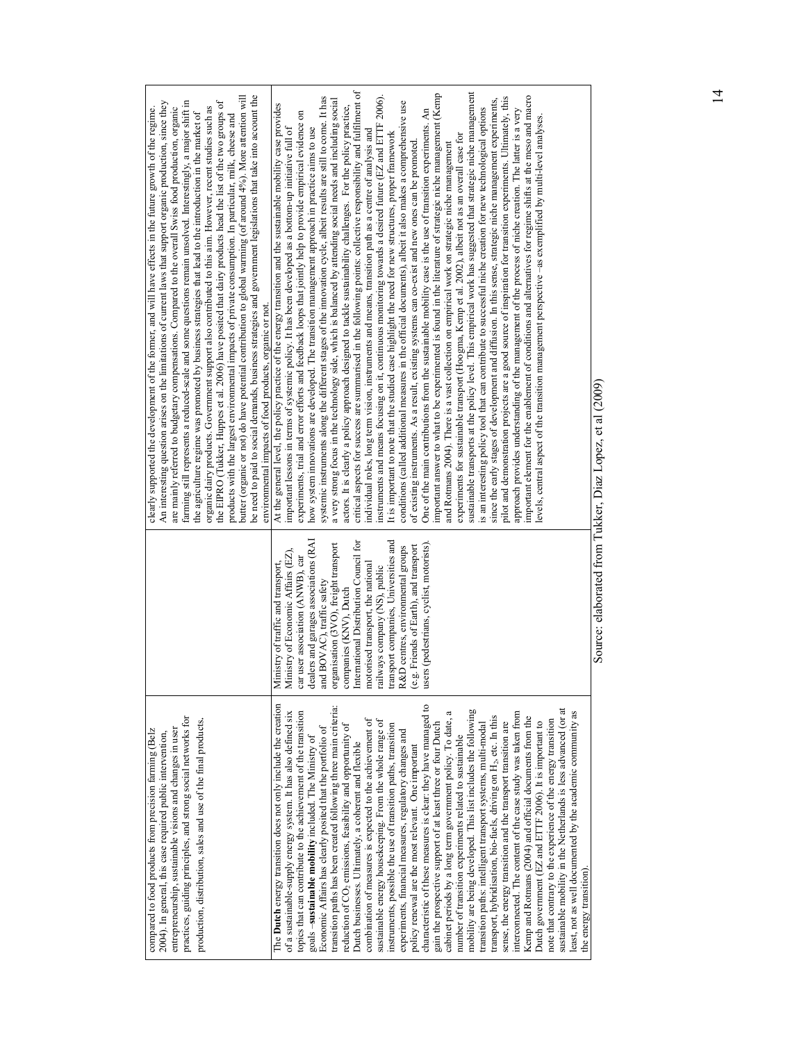| | | |
|---|---|---|
| compared to food products from precision farming (Belz 2004). In general, this case required public intervention, entrepreneurship, sustainable visions and changes in user practices, guiding principles, and strong social networks for production, distribution, sales and use of the final products. | | clearly supported the development of the former, and will have effects in the future growth of the regime. An interesting question arises on the limitations of current laws that support organic production, since they are mainly referred to budgetary compensations. Compared to the overall Swiss food production, organic farming still represents a reduced-scale and some questions remain unsolved. Interestingly, a major shift in the agriculture regime was promoted by business strategies that lead to the introduction in the market of organic dairy products. Government support also contributed to this aim. However, recent studies such as the EIPRO (Tukker, Huppes et al. 2006) have posited that dairy products head the list of the two groups of products with the largest environmental impacts of private consumption. In particular, milk, cheese and butter (organic or not) do have potential contribution to global warming (of around 4%). More attention will be need to paid to social demands, business strategies and government legislations that take into account the environmental impacts of food products, organic or not. |
| The **Dutch** energy transition does not only include the creation of a sustainable-supply energy system. It has also defined six topics that can contribute to the achievement of the transition goals –**sustainable mobility** included. The Ministry of Economic Affairs has clearly posited that the portfolio of transition paths has been created following three main criteria: reduction of $CO_2$ emissions, feasibility and opportunity of Dutch businesses. Ultimately, a coherent and flexible combination of measures is expected to the achievement of sustainable energy housekeeping. From the whole range of instruments, possible the use of transition paths, transition experiments, financial measures, regulatory changes and policy renewal are the most relevant. One important characteristic of these measures is clear: they have managed to gain the prospective support of at least three or four Dutch cabinet periods by a long term government policy. To date, a number of transition experiments related to sustainable mobility are being developed. This list includes the following transition paths: intelligent transport systems, multi-modal transport, hybridisation, bio-fuels, driving on $H_2$, etc. In this sense, the energy transition and the transport transition are interconnected. The content of the case study was taken from Kemp and Rotmans (2004) and official documents from the Dutch government (EZ and ETTF 2006). It is important to note that contrary to the experience of the energy transition sustainable mobility in the Netherlands is less advanced (or at least, not as well documented by the academic community as the energy transition). | Ministry of traffic and transport, Ministry of Economic Affairs (EZ), car user association (ANWB), car dealers and garages associations (RAI and BOVAC), traffic safety organisation (3VO), freight transport companies (KNV), Dutch International Distribution Council for motorised transport, the national railways company (NS), public transport companies, Universities and R&D centres, environmental groups (e.g. Friends of Earth), and transport users (pedestrians, cyclist, motorists). | At the general level, the policy practice of the energy transition and the sustainable mobility case provides important lessons in terms of systemic policy. It has been developed as a bottom-up initiative full of experiments, trial and error efforts and feedback loops that jointly help to provide empirical evidence on how system innovations are developed. The transition management approach in practice aims to use systemic instruments along the different stages of the innovation cycle, albeit results are still to come. It has a very strong focus in the technology side, which is balanced by attending social needs and including social actors. It is clearly a policy approach designed to tackle sustainability challenges. For the policy practice, critical aspects for success are summarised in the following points: collective responsibility and fulfilment of individual roles, long term vision, instruments and means, transition path as a centre of analysis and instruments and means focusing on it, continuous monitoring towards a desired future (EZ and ETTF 2006). It is important to note that the studied case highlight the need for new structures, proper framework conditions (called additional measures in the official documents), albeit it also makes a comprehensive use of existing instruments. As a result, existing systems can co-exist and new ones can be promoted. One of the main contributions from the sustainable mobility case is the use of transition experiments. An important answer to what to be experimented is found in the literature of strategic niche management (Kemp and Rotmans 2004). There is a vast collection on empirical work on strategic niche management experiments for sustainable transport (Hoogma, Kemp et al. 2002), albeit not as an overall case for sustainable transports at the policy level. This empirical work has suggested that strategic niche management is an interesting policy tool that can contribute to successful niche creation for new technological options since the early stages of development and diffusion. In this sense, strategic niche management experiments, pilot and demonstration projects are a good source of inspiration for transition experiments. Ultimately, this approach provides understanding of the management of the process of niche creation. The latter is a very important element for the enablement of conditions and alternatives for regime shifts at the meso and macro levels, central aspect of the transition management perspective –as exemplified by multi-level analyses. |

Source: elaborated from Tukker, Diaz Lopez, et al (2009)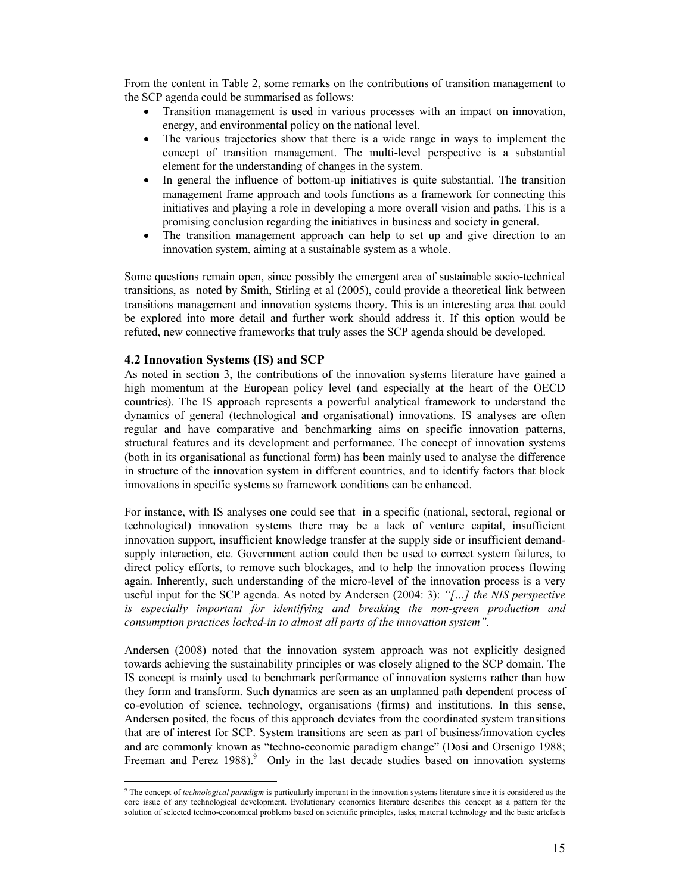From the content in Table 2, some remarks on the contributions of transition management to the SCP agenda could be summarised as follows:

- Transition management is used in various processes with an impact on innovation, energy, and environmental policy on the national level.
- The various trajectories show that there is a wide range in ways to implement the concept of transition management. The multi-level perspective is a substantial element for the understanding of changes in the system.
- In general the influence of bottom-up initiatives is quite substantial. The transition management frame approach and tools functions as a framework for connecting this initiatives and playing a role in developing a more overall vision and paths. This is a promising conclusion regarding the initiatives in business and society in general.
- The transition management approach can help to set up and give direction to an innovation system, aiming at a sustainable system as a whole.

Some questions remain open, since possibly the emergent area of sustainable socio-technical transitions, as noted by Smith, Stirling et al (2005), could provide a theoretical link between transitions management and innovation systems theory. This is an interesting area that could be explored into more detail and further work should address it. If this option would be refuted, new connective frameworks that truly asses the SCP agenda should be developed.

### 4.2 Innovation Systems (IS) and SCP

As noted in section 3, the contributions of the innovation systems literature have gained a high momentum at the European policy level (and especially at the heart of the OECD countries). The IS approach represents a powerful analytical framework to understand the dynamics of general (technological and organisational) innovations. IS analyses are often regular and have comparative and benchmarking aims on specific innovation patterns, structural features and its development and performance. The concept of innovation systems (both in its organisational as functional form) has been mainly used to analyse the difference in structure of the innovation system in different countries, and to identify factors that block innovations in specific systems so framework conditions can be enhanced.

For instance, with IS analyses one could see that in a specific (national, sectoral, regional or technological) innovation systems there may be a lack of venture capital, insufficient innovation support, insufficient knowledge transfer at the supply side or insufficient demand-supply interaction, etc. Government action could then be used to correct system failures, to direct policy efforts, to remove such blockages, and to help the innovation process flowing again. Inherently, such understanding of the micro-level of the innovation process is a very useful input for the SCP agenda. As noted by Andersen (2004: 3): *"[…] the NIS perspective is especially important for identifying and breaking the non-green production and consumption practices locked-in to almost all parts of the innovation system".*

Andersen (2008) noted that the innovation system approach was not explicitly designed towards achieving the sustainability principles or was closely aligned to the SCP domain. The IS concept is mainly used to benchmark performance of innovation systems rather than how they form and transform. Such dynamics are seen as an unplanned path dependent process of co-evolution of science, technology, organisations (firms) and institutions. In this sense, Andersen posited, the focus of this approach deviates from the coordinated system transitions that are of interest for SCP. System transitions are seen as part of business/innovation cycles and are commonly known as "techno-economic paradigm change" (Dosi and Orsenigo 1988; Freeman and Perez 1988).[9] Only in the last decade studies based on innovation systems

[9] The concept of *technological paradigm* is particularly important in the innovation systems literature since it is considered as the core issue of any technological development. Evolutionary economics literature describes this concept as a pattern for the solution of selected techno-economical problems based on scientific principles, tasks, material technology and the basic artefacts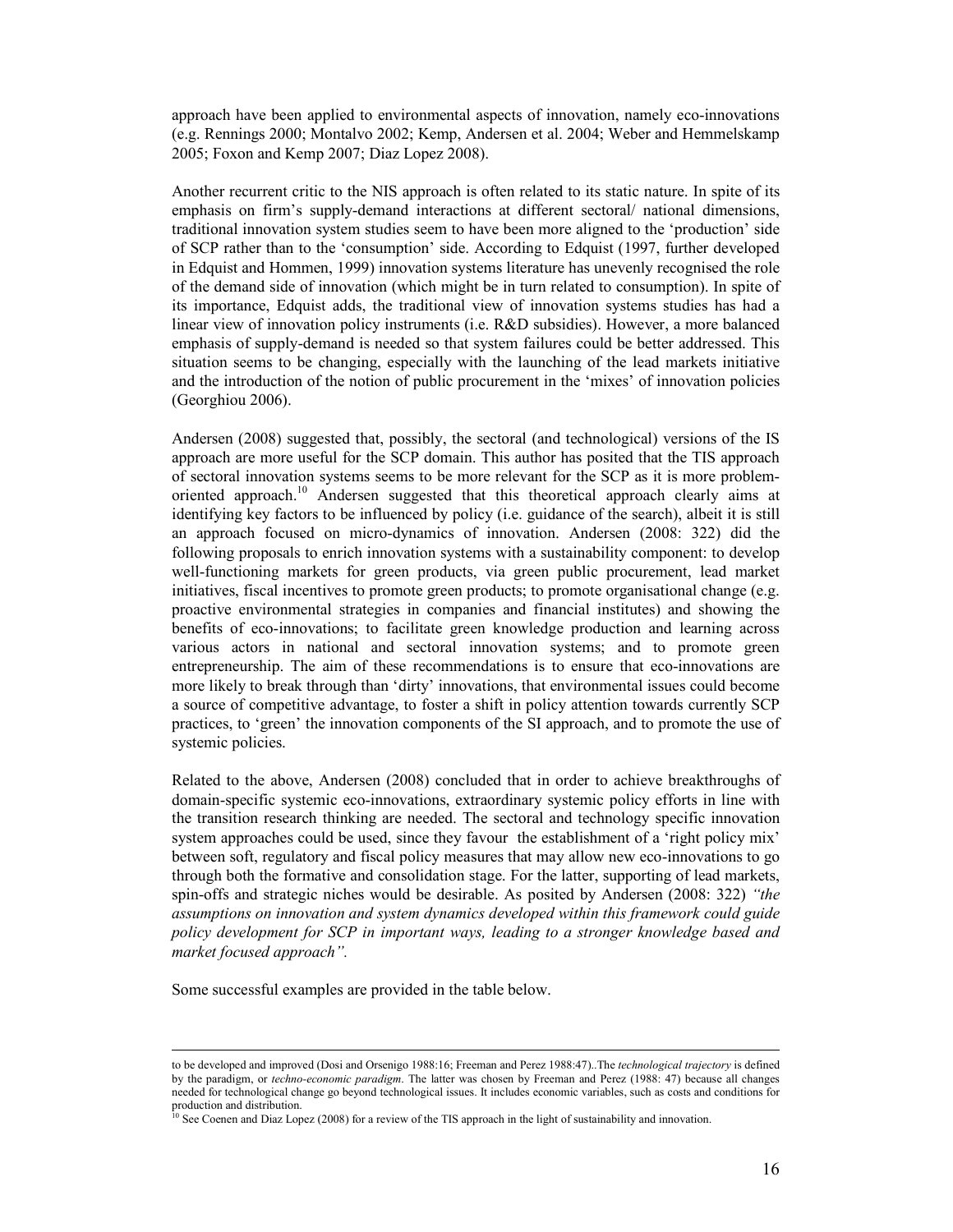approach have been applied to environmental aspects of innovation, namely eco-innovations (e.g. Rennings 2000; Montalvo 2002; Kemp, Andersen et al. 2004; Weber and Hemmelskamp 2005; Foxon and Kemp 2007; Diaz Lopez 2008).

Another recurrent critic to the NIS approach is often related to its static nature. In spite of its emphasis on firm's supply-demand interactions at different sectoral/ national dimensions, traditional innovation system studies seem to have been more aligned to the 'production' side of SCP rather than to the 'consumption' side. According to Edquist (1997, further developed in Edquist and Hommen, 1999) innovation systems literature has unevenly recognised the role of the demand side of innovation (which might be in turn related to consumption). In spite of its importance, Edquist adds, the traditional view of innovation systems studies has had a linear view of innovation policy instruments (i.e. R&D subsidies). However, a more balanced emphasis of supply-demand is needed so that system failures could be better addressed. This situation seems to be changing, especially with the launching of the lead markets initiative and the introduction of the notion of public procurement in the 'mixes' of innovation policies (Georghiou 2006).

Andersen (2008) suggested that, possibly, the sectoral (and technological) versions of the IS approach are more useful for the SCP domain. This author has posited that the TIS approach of sectoral innovation systems seems to be more relevant for the SCP as it is more problem-oriented approach.[10] Andersen suggested that this theoretical approach clearly aims at identifying key factors to be influenced by policy (i.e. guidance of the search), albeit it is still an approach focused on micro-dynamics of innovation. Andersen (2008: 322) did the following proposals to enrich innovation systems with a sustainability component: to develop well-functioning markets for green products, via green public procurement, lead market initiatives, fiscal incentives to promote green products; to promote organisational change (e.g. proactive environmental strategies in companies and financial institutes) and showing the benefits of eco-innovations; to facilitate green knowledge production and learning across various actors in national and sectoral innovation systems; and to promote green entrepreneurship. The aim of these recommendations is to ensure that eco-innovations are more likely to break through than 'dirty' innovations, that environmental issues could become a source of competitive advantage, to foster a shift in policy attention towards currently SCP practices, to 'green' the innovation components of the SI approach, and to promote the use of systemic policies.

Related to the above, Andersen (2008) concluded that in order to achieve breakthroughs of domain-specific systemic eco-innovations, extraordinary systemic policy efforts in line with the transition research thinking are needed. The sectoral and technology specific innovation system approaches could be used, since they favour the establishment of a 'right policy mix' between soft, regulatory and fiscal policy measures that may allow new eco-innovations to go through both the formative and consolidation stage. For the latter, supporting of lead markets, spin-offs and strategic niches would be desirable. As posited by Andersen (2008: 322) *"the assumptions on innovation and system dynamics developed within this framework could guide policy development for SCP in important ways, leading to a stronger knowledge based and market focused approach".*

Some successful examples are provided in the table below.

---

to be developed and improved (Dosi and Orsenigo 1988:16; Freeman and Perez 1988:47)..The *technological trajectory* is defined by the paradigm, or *techno-economic paradigm*. The latter was chosen by Freeman and Perez (1988: 47) because all changes needed for technological change go beyond technological issues. It includes economic variables, such as costs and conditions for production and distribution.

[10] See Coenen and Diaz Lopez (2008) for a review of the TIS approach in the light of sustainability and innovation.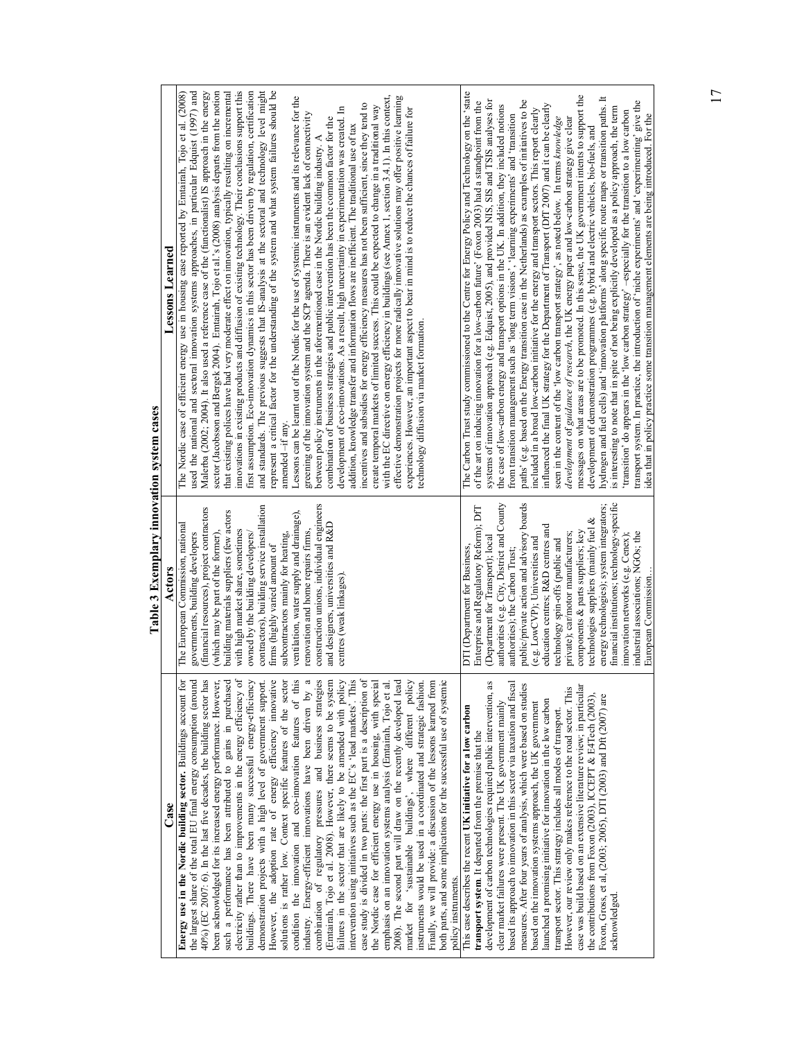**Table 3 Exemplary innovation system cases**

| Case | Actors | Lessons Learned |
|---|---|---|
| **Energy use in the Nordic building sector.** Buildings account for the largest share of the total EU final energy consumption (around 40%) (EC 2007: 6). In the last five decades, the building sector has been acknowledged for its increased energy performance. However, such a performance has been attributed to gains in purchased electricity rather than to improvements in the energy efficiency of buildings. There have been many successful energy-efficiency demonstration projects with a high level of government support. However, the adoption rate of energy efficiency innovative solutions is rather low. Context specific features of the sector condition the innovation and eco-innovation features of this industry. Energy-efficient innovations have been driven by a combination of regulatory pressures and business strategies (Emtairah, Tojo et al. 2008). However, there seems to be system failures in the sector that are likely to be amended with policy intervention using initiatives such as the EC's 'lead markets'. This case study is divided in two parts: the first part is a description of the Nordic case for efficient energy use in housing, with special emphasis on an innovation systems analysis (Emtairah, Tojo et al. 2008). The second part will draw on the recently developed lead market for 'sustainable buildings', where different policy instruments would be used in a coordinated and strategic fashion. Finally, we will provide: a discussion of the lessons learned from both parts, and some implications for the successful use of systemic policy instruments. | The European Commission, national governments, building developers (financial resources), project contractors (which may be part of the former), building materials suppliers (few actors with high market share, sometimes owned by the building developers/ contractors), building service installation firms (highly varied amount of subcontractors mainly for heating, ventilation, water supply and drainage), renovation and home repairs firms, construction unions, individual engineers and designers, universities and R&D centres (weak linkages). | The Nordic case of efficient energy use in housing case reported by Emtairah, Tojo et al. (2008) used the national and sectoral innovation systems approaches, in particular Edquist (1997) and Malerba (2002; 2004). It also used a reference case of the (functionalist) IS approach in the energy sector (Jacobsson and Bergek 2004). Emtairah, Tojo et al.'s (2008) analysis departs from the notion that existing polices have had very moderate effect on innovation, typically resulting on incremental innovations in existing products and diffusion of existing technology. Their conclusions support this first assumption. Eco-innovation dynamics in this sector has been driven by regulation, certification and standards. The previous suggests that IS-analysis at the sectoral and technology level might represent a critical factor for the understanding of the system and what system failures should be amended –if any.<br>Lessons can be learnt out of the Nordic for the use of systemic instruments and its relevance for the greening of the innovation system and the SCP agenda. There is an evident lack of connectivity between policy instruments in the aforementioned case in the Nordic building industry. A combination of business strategies and public intervention has been the common factor for the development of eco-innovations. As a result, high uncertainty in experimentation was created. In addition, knowledge transfer and information flows are inefficient. The traditional use of tax incentives and subsidies for energy efficiency measures has not been sufficient, since they tend to create temporal markets of limited success. This could be expected to change in a traditional way with the EC directive on energy efficiency in buildings (see Annex 1, section 3.4.1). In this context, effective demonstration projects for more radically innovative solutions may offer positive learning experiences. However, an important aspect to bear in mind is to reduce the chances of failure for technology diffusion via market formation. |
| This case describes the recent **UK initiative for a low carbon transport system**. It departed from the premise that the development of carbon technologies required public intervention, as clear market failures were present. The UK government mainly based its approach to innovation in this sector via taxation and fiscal measures. After four years of analysis, which were based on studies based on the innovation systems approach, the UK government launched a promising initiative for innovation in the low carbon transport sector. This strategy includes all modes of transport. However, our review only makes reference to the road sector. This case was build based on an extensive literature review: in particular the contributions from Foxon (2003), ICCEPT & E4Tech (2003), Foxon, Gross, et al, (2003; 2005), DTI (2003) and Dft (2007) are acknowledged. | DTI (Department for Business, Enterprise and Regulatory Reform); DfT (Department for Transport); local authorities (e.g. City, District and County authorities); the Carbon Trust; public/private action and advisory boards (e.g. LowCVP); Universities and education centres; R&D centres and technology spin-offs (public and private); car/motor manufacturers; components & parts suppliers; key technologies suppliers (mainly fuel & energy technologies); system integrators; financial institutions; technology-specific innovation networks (e.g. Cenex); industrial associations; NGOs; the European Commission... | The Carbon Trust study commissioned to the Centre for Energy Policy and Technology on the 'state of the art on inducing innovation for a low-carbon future' (Foxon 2003) had a standpoint from the systems of innovation approach (e.g. Edquist, 2005), and provided NIS, SIS and TSIS analyses for the case of low-carbon energy and transport options in the UK. In addition, they included notions from transition management such as 'long term visions', 'learning experiments' and 'transition paths' (e.g. based on the Energy transition case in the Netherlands) as examples of initiatives to be included in a broad low-carbon initiative for the energy and transport sectors. This report clearly influenced the final UK strategy for the Department of Transport (DfT 2007) and it can be clearly seen in the content of the 'low carbon transport strategy', as noted below. In terms *knowledge development* of *guidance of research*, the UK energy paper and low-carbon strategy give clear messages on what areas are to be promoted. In this sense, the UK government intents to support the development of demonstration programmes (e.g. hybrid and electric vehicles, bio-fuels, and hydrogen and fuel cells) and 'innovation platforms' along specific route maps or transition paths. It is interesting to note that in spite of not being explicitly developed as a policy approach, the term 'transition' do appears in the 'low carbon strategy' –especially for the transition to a low carbon transport system. In practice, the introduction of 'niche experiments' and 'experimenting' give the idea that in policy practice some transition management elements are being introduced. For the |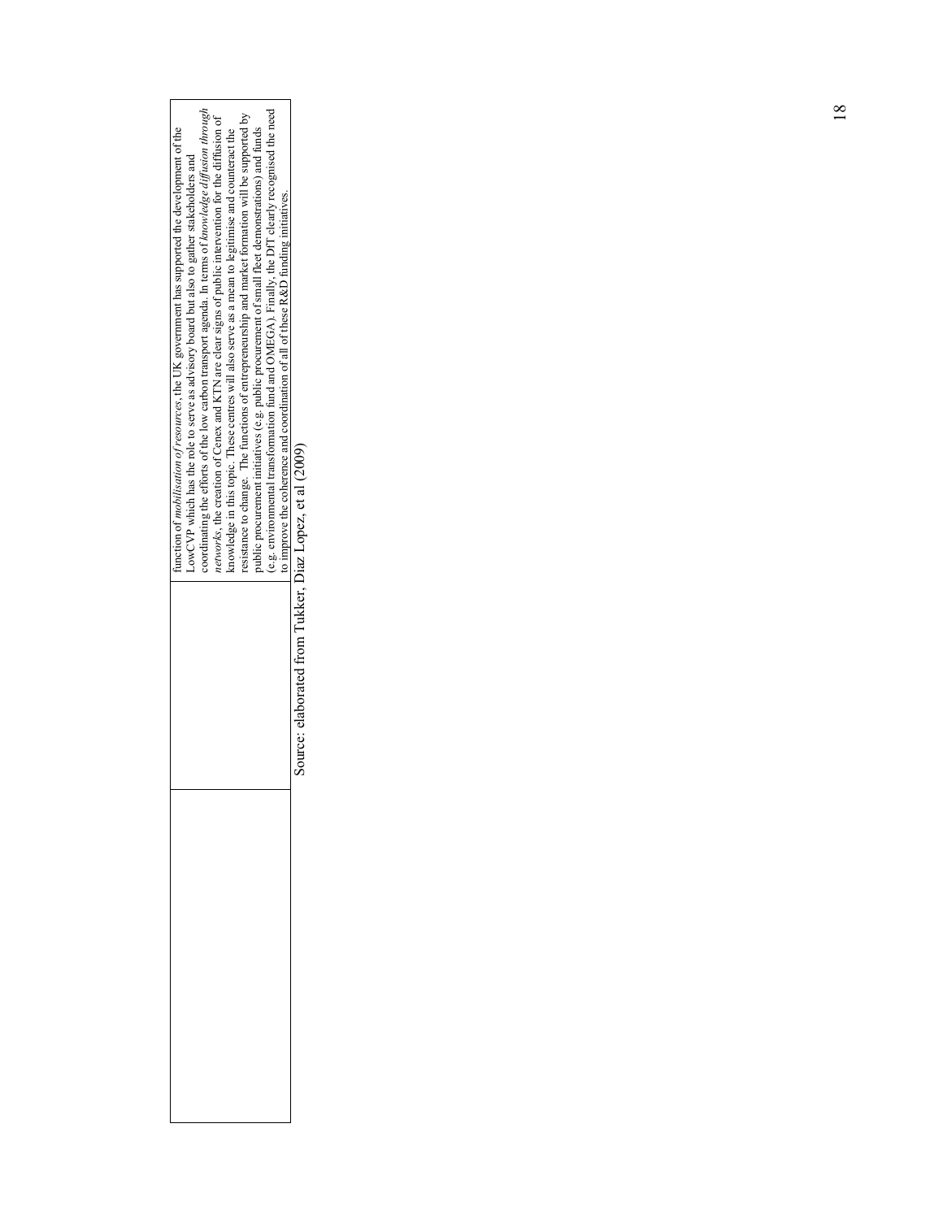|  |  |
|---|---|
|  | function of *mobilisation of resources*, the UK government has supported the development of the LowCVP which has the role to serve as advisory board but also to gather stakeholders and coordinating the efforts of the low carbon transport agenda. In terms of *knowledge diffusion through networks*, the creation of Cenex and KTN are clear signs of public intervention for the diffusion of knowledge in this topic. These centres will also serve as a mean to legitimise and counteract the resistance to change. The functions of entrepreneurship and market formation will be supported by public procurement initiatives (e.g. public procurement of small fleet demonstrations) and funds (e.g. environmental transformation fund and OMEGA). Finally, the DfT clearly recognised the need to improve the coherence and coordination of all of these R&D funding initiatives. |

Source: elaborated from Tukker, Diaz Lopez, et al (2009)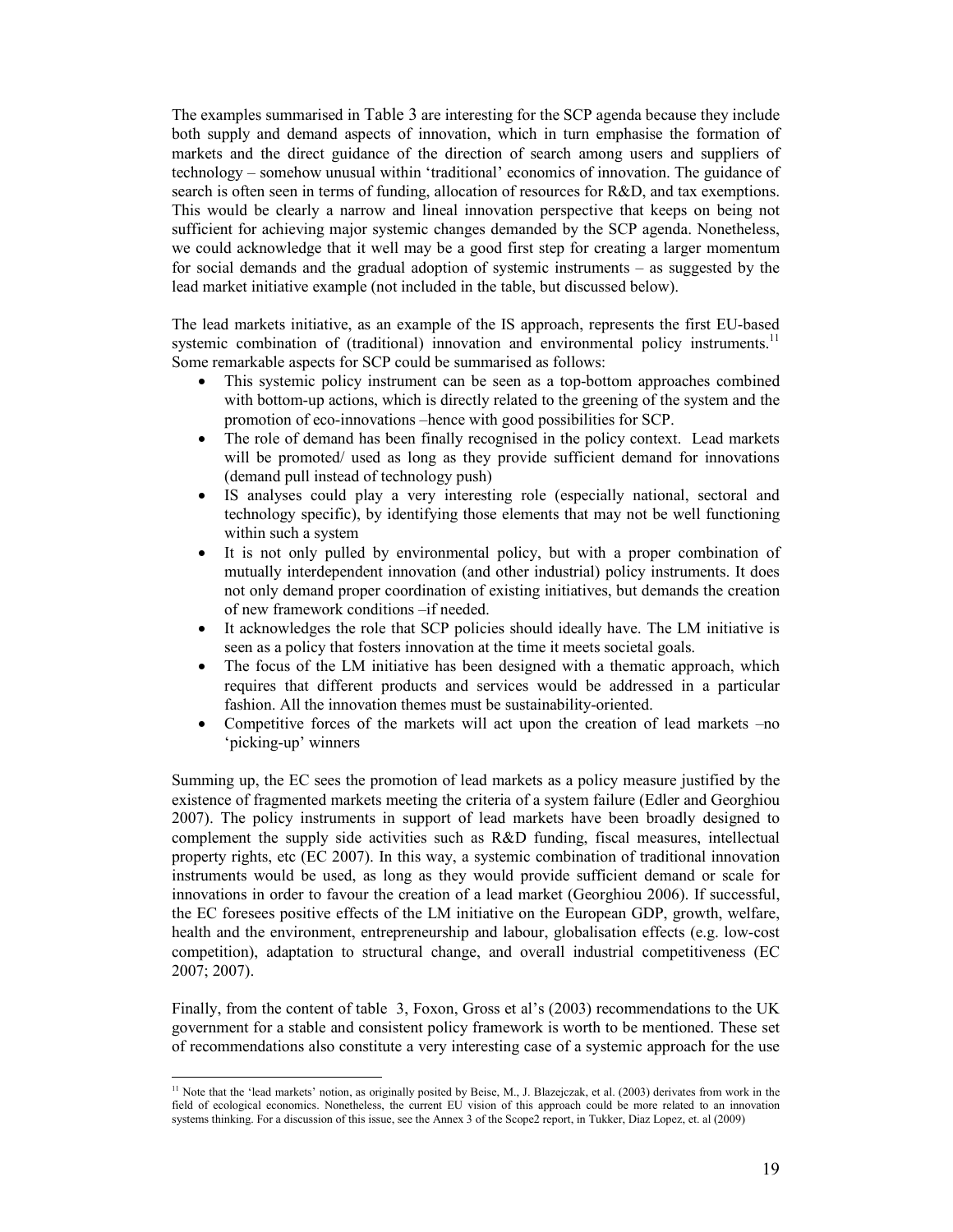The examples summarised in Table 3 are interesting for the SCP agenda because they include both supply and demand aspects of innovation, which in turn emphasise the formation of markets and the direct guidance of the direction of search among users and suppliers of technology – somehow unusual within 'traditional' economics of innovation. The guidance of search is often seen in terms of funding, allocation of resources for R&D, and tax exemptions. This would be clearly a narrow and lineal innovation perspective that keeps on being not sufficient for achieving major systemic changes demanded by the SCP agenda. Nonetheless, we could acknowledge that it well may be a good first step for creating a larger momentum for social demands and the gradual adoption of systemic instruments – as suggested by the lead market initiative example (not included in the table, but discussed below).

The lead markets initiative, as an example of the IS approach, represents the first EU-based systemic combination of (traditional) innovation and environmental policy instruments.[11] Some remarkable aspects for SCP could be summarised as follows:

- This systemic policy instrument can be seen as a top-bottom approaches combined with bottom-up actions, which is directly related to the greening of the system and the promotion of eco-innovations –hence with good possibilities for SCP.
- The role of demand has been finally recognised in the policy context. Lead markets will be promoted/ used as long as they provide sufficient demand for innovations (demand pull instead of technology push)
- IS analyses could play a very interesting role (especially national, sectoral and technology specific), by identifying those elements that may not be well functioning within such a system
- It is not only pulled by environmental policy, but with a proper combination of mutually interdependent innovation (and other industrial) policy instruments. It does not only demand proper coordination of existing initiatives, but demands the creation of new framework conditions –if needed.
- It acknowledges the role that SCP policies should ideally have. The LM initiative is seen as a policy that fosters innovation at the time it meets societal goals.
- The focus of the LM initiative has been designed with a thematic approach, which requires that different products and services would be addressed in a particular fashion. All the innovation themes must be sustainability-oriented.
- Competitive forces of the markets will act upon the creation of lead markets –no 'picking-up' winners

Summing up, the EC sees the promotion of lead markets as a policy measure justified by the existence of fragmented markets meeting the criteria of a system failure (Edler and Georghiou 2007). The policy instruments in support of lead markets have been broadly designed to complement the supply side activities such as R&D funding, fiscal measures, intellectual property rights, etc (EC 2007). In this way, a systemic combination of traditional innovation instruments would be used, as long as they would provide sufficient demand or scale for innovations in order to favour the creation of a lead market (Georghiou 2006). If successful, the EC foresees positive effects of the LM initiative on the European GDP, growth, welfare, health and the environment, entrepreneurship and labour, globalisation effects (e.g. low-cost competition), adaptation to structural change, and overall industrial competitiveness (EC 2007; 2007).

Finally, from the content of table 3, Foxon, Gross et al's (2003) recommendations to the UK government for a stable and consistent policy framework is worth to be mentioned. These set of recommendations also constitute a very interesting case of a systemic approach for the use

---

[11] Note that the 'lead markets' notion, as originally posited by Beise, M., J. Blazejczak, et al. (2003) derivates from work in the field of ecological economics. Nonetheless, the current EU vision of this approach could be more related to an innovation systems thinking. For a discussion of this issue, see the Annex 3 of the Scope2 report, in Tukker, Diaz Lopez, et. al (2009)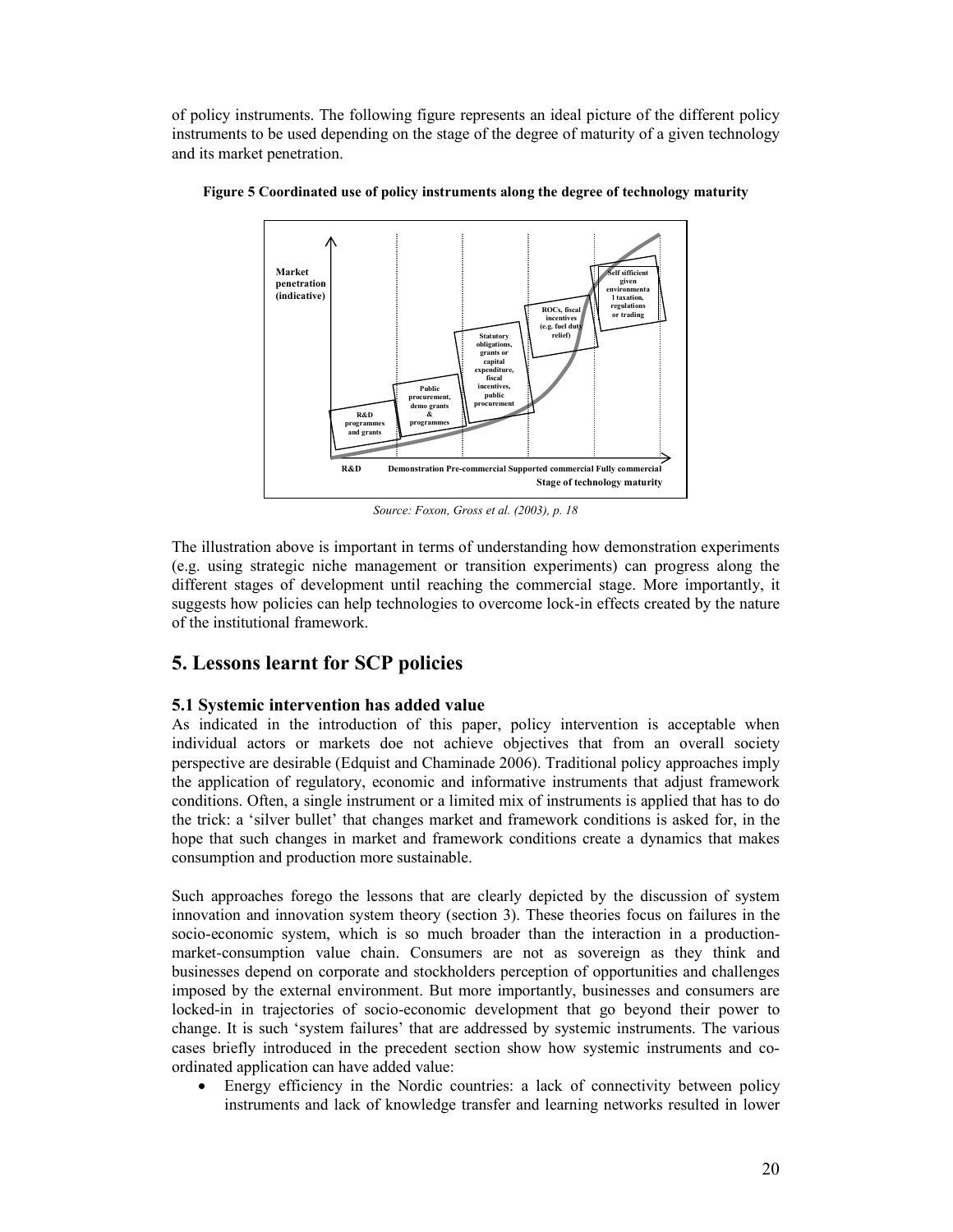of policy instruments. The following figure represents an ideal picture of the different policy instruments to be used depending on the stage of the degree of maturity of a given technology and its market penetration.

**Figure 5 Coordinated use of policy instruments along the degree of technology maturity**

*Source: Foxon, Gross et al. (2003), p. 18*

The illustration above is important in terms of understanding how demonstration experiments (e.g. using strategic niche management or transition experiments) can progress along the different stages of development until reaching the commercial stage. More importantly, it suggests how policies can help technologies to overcome lock-in effects created by the nature of the institutional framework.

## 5. Lessons learnt for SCP policies

### 5.1 Systemic intervention has added value

As indicated in the introduction of this paper, policy intervention is acceptable when individual actors or markets doe not achieve objectives that from an overall society perspective are desirable (Edquist and Chaminade 2006). Traditional policy approaches imply the application of regulatory, economic and informative instruments that adjust framework conditions. Often, a single instrument or a limited mix of instruments is applied that has to do the trick: a 'silver bullet' that changes market and framework conditions is asked for, in the hope that such changes in market and framework conditions create a dynamics that makes consumption and production more sustainable.

Such approaches forego the lessons that are clearly depicted by the discussion of system innovation and innovation system theory (section 3). These theories focus on failures in the socio-economic system, which is so much broader than the interaction in a production-market-consumption value chain. Consumers are not as sovereign as they think and businesses depend on corporate and stockholders perception of opportunities and challenges imposed by the external environment. But more importantly, businesses and consumers are locked-in in trajectories of socio-economic development that go beyond their power to change. It is such 'system failures' that are addressed by systemic instruments. The various cases briefly introduced in the precedent section show how systemic instruments and co-ordinated application can have added value:

- Energy efficiency in the Nordic countries: a lack of connectivity between policy instruments and lack of knowledge transfer and learning networks resulted in lower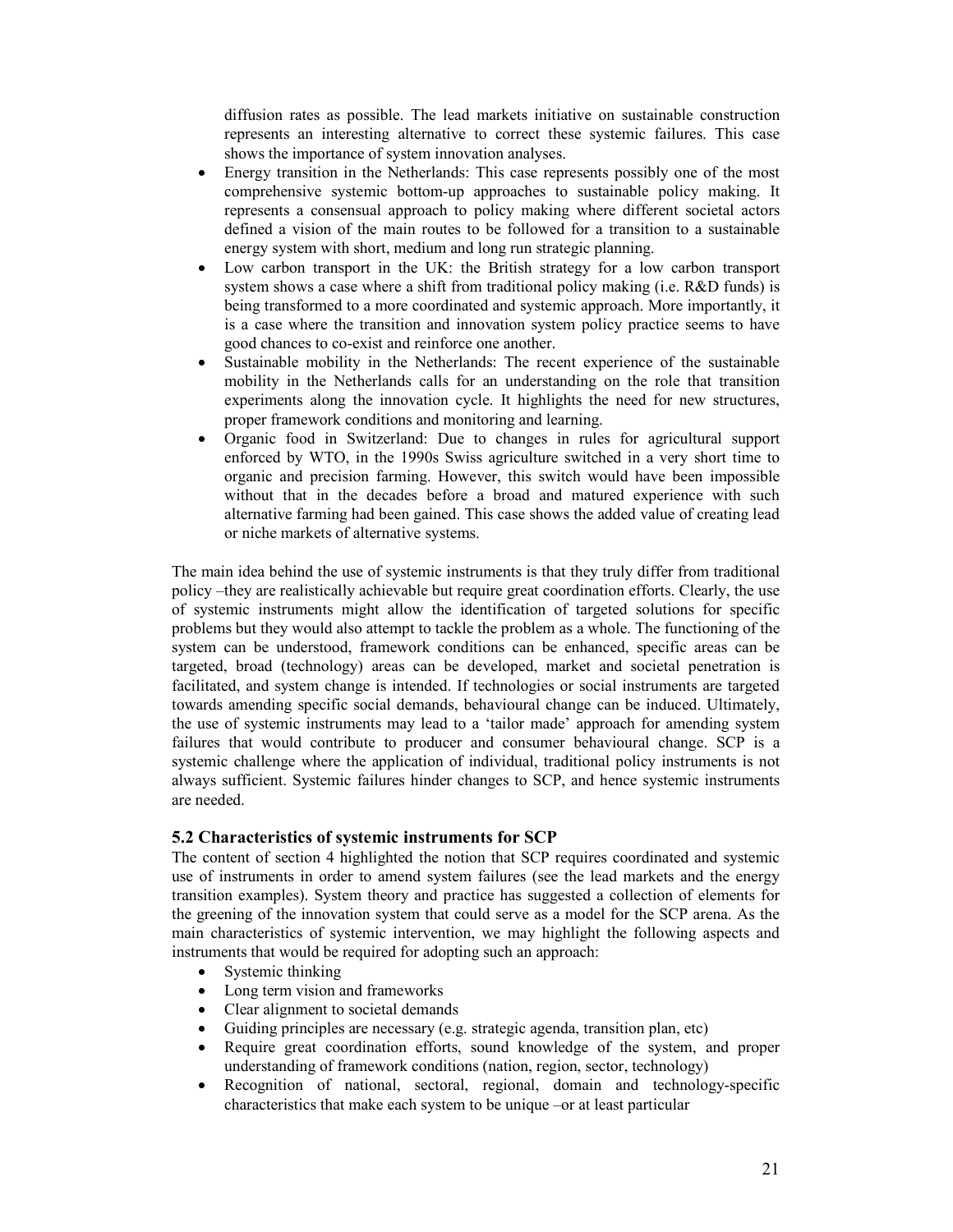diffusion rates as possible. The lead markets initiative on sustainable construction represents an interesting alternative to correct these systemic failures. This case shows the importance of system innovation analyses.

- Energy transition in the Netherlands: This case represents possibly one of the most comprehensive systemic bottom-up approaches to sustainable policy making. It represents a consensual approach to policy making where different societal actors defined a vision of the main routes to be followed for a transition to a sustainable energy system with short, medium and long run strategic planning.
- Low carbon transport in the UK: the British strategy for a low carbon transport system shows a case where a shift from traditional policy making (i.e. R&D funds) is being transformed to a more coordinated and systemic approach. More importantly, it is a case where the transition and innovation system policy practice seems to have good chances to co-exist and reinforce one another.
- Sustainable mobility in the Netherlands: The recent experience of the sustainable mobility in the Netherlands calls for an understanding on the role that transition experiments along the innovation cycle. It highlights the need for new structures, proper framework conditions and monitoring and learning.
- Organic food in Switzerland: Due to changes in rules for agricultural support enforced by WTO, in the 1990s Swiss agriculture switched in a very short time to organic and precision farming. However, this switch would have been impossible without that in the decades before a broad and matured experience with such alternative farming had been gained. This case shows the added value of creating lead or niche markets of alternative systems.

The main idea behind the use of systemic instruments is that they truly differ from traditional policy –they are realistically achievable but require great coordination efforts. Clearly, the use of systemic instruments might allow the identification of targeted solutions for specific problems but they would also attempt to tackle the problem as a whole. The functioning of the system can be understood, framework conditions can be enhanced, specific areas can be targeted, broad (technology) areas can be developed, market and societal penetration is facilitated, and system change is intended. If technologies or social instruments are targeted towards amending specific social demands, behavioural change can be induced. Ultimately, the use of systemic instruments may lead to a 'tailor made' approach for amending system failures that would contribute to producer and consumer behavioural change. SCP is a systemic challenge where the application of individual, traditional policy instruments is not always sufficient. Systemic failures hinder changes to SCP, and hence systemic instruments are needed.

### 5.2 Characteristics of systemic instruments for SCP

The content of section 4 highlighted the notion that SCP requires coordinated and systemic use of instruments in order to amend system failures (see the lead markets and the energy transition examples). System theory and practice has suggested a collection of elements for the greening of the innovation system that could serve as a model for the SCP arena. As the main characteristics of systemic intervention, we may highlight the following aspects and instruments that would be required for adopting such an approach:

- Systemic thinking
- Long term vision and frameworks
- Clear alignment to societal demands
- Guiding principles are necessary (e.g. strategic agenda, transition plan, etc)
- Require great coordination efforts, sound knowledge of the system, and proper understanding of framework conditions (nation, region, sector, technology)
- Recognition of national, sectoral, regional, domain and technology-specific characteristics that make each system to be unique –or at least particular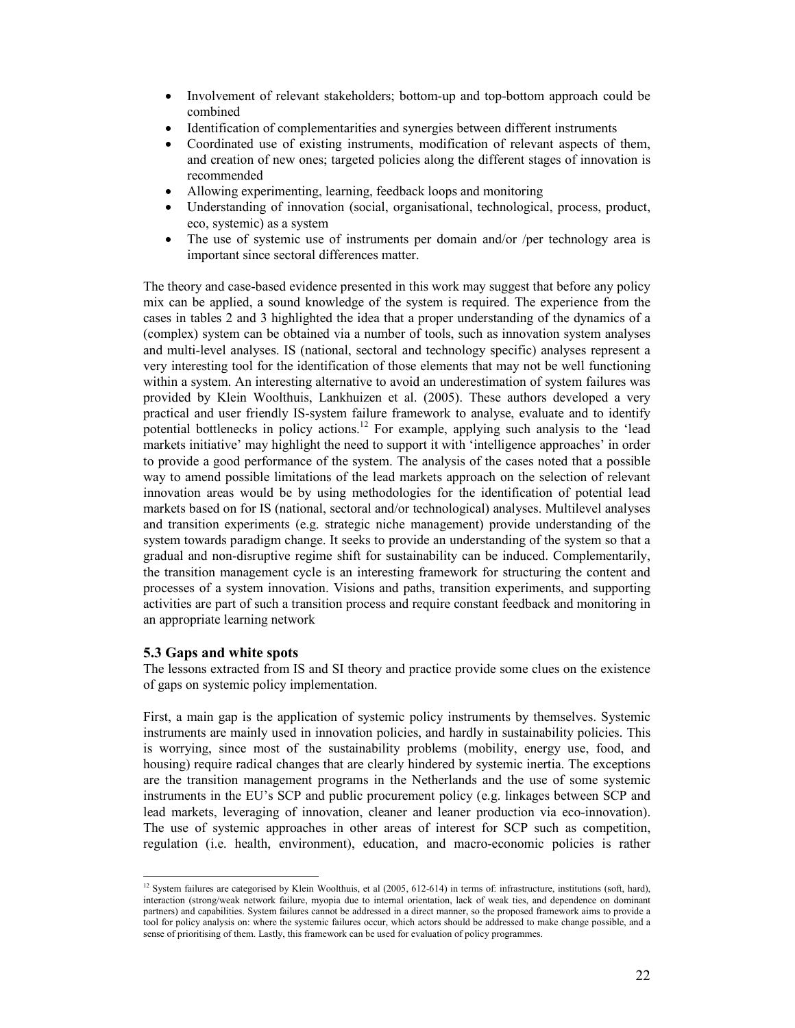- Involvement of relevant stakeholders; bottom-up and top-bottom approach could be combined
- Identification of complementarities and synergies between different instruments
- Coordinated use of existing instruments, modification of relevant aspects of them, and creation of new ones; targeted policies along the different stages of innovation is recommended
- Allowing experimenting, learning, feedback loops and monitoring
- Understanding of innovation (social, organisational, technological, process, product, eco, systemic) as a system
- The use of systemic use of instruments per domain and/or /per technology area is important since sectoral differences matter.

The theory and case-based evidence presented in this work may suggest that before any policy mix can be applied, a sound knowledge of the system is required. The experience from the cases in tables 2 and 3 highlighted the idea that a proper understanding of the dynamics of a (complex) system can be obtained via a number of tools, such as innovation system analyses and multi-level analyses. IS (national, sectoral and technology specific) analyses represent a very interesting tool for the identification of those elements that may not be well functioning within a system. An interesting alternative to avoid an underestimation of system failures was provided by Klein Woolthuis, Lankhuizen et al. (2005). These authors developed a very practical and user friendly IS-system failure framework to analyse, evaluate and to identify potential bottlenecks in policy actions.[12] For example, applying such analysis to the 'lead markets initiative' may highlight the need to support it with 'intelligence approaches' in order to provide a good performance of the system. The analysis of the cases noted that a possible way to amend possible limitations of the lead markets approach on the selection of relevant innovation areas would be by using methodologies for the identification of potential lead markets based on for IS (national, sectoral and/or technological) analyses. Multilevel analyses and transition experiments (e.g. strategic niche management) provide understanding of the system towards paradigm change. It seeks to provide an understanding of the system so that a gradual and non-disruptive regime shift for sustainability can be induced. Complementarily, the transition management cycle is an interesting framework for structuring the content and processes of a system innovation. Visions and paths, transition experiments, and supporting activities are part of such a transition process and require constant feedback and monitoring in an appropriate learning network

### 5.3 Gaps and white spots

The lessons extracted from IS and SI theory and practice provide some clues on the existence of gaps on systemic policy implementation.

First, a main gap is the application of systemic policy instruments by themselves. Systemic instruments are mainly used in innovation policies, and hardly in sustainability policies. This is worrying, since most of the sustainability problems (mobility, energy use, food, and housing) require radical changes that are clearly hindered by systemic inertia. The exceptions are the transition management programs in the Netherlands and the use of some systemic instruments in the EU's SCP and public procurement policy (e.g. linkages between SCP and lead markets, leveraging of innovation, cleaner and leaner production via eco-innovation). The use of systemic approaches in other areas of interest for SCP such as competition, regulation (i.e. health, environment), education, and macro-economic policies is rather

[12] System failures are categorised by Klein Woolthuis, et al (2005, 612-614) in terms of: infrastructure, institutions (soft, hard), interaction (strong/weak network failure, myopia due to internal orientation, lack of weak ties, and dependence on dominant partners) and capabilities. System failures cannot be addressed in a direct manner, so the proposed framework aims to provide a tool for policy analysis on: where the systemic failures occur, which actors should be addressed to make change possible, and a sense of prioritising of them. Lastly, this framework can be used for evaluation of policy programmes.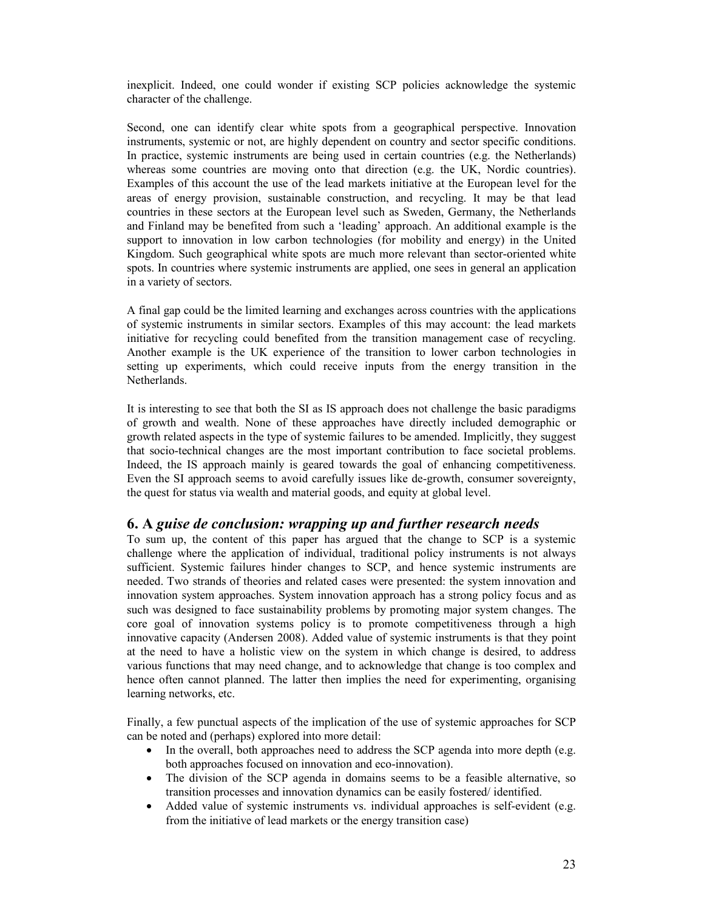inexplicit. Indeed, one could wonder if existing SCP policies acknowledge the systemic character of the challenge.

Second, one can identify clear white spots from a geographical perspective. Innovation instruments, systemic or not, are highly dependent on country and sector specific conditions. In practice, systemic instruments are being used in certain countries (e.g. the Netherlands) whereas some countries are moving onto that direction (e.g. the UK, Nordic countries). Examples of this account the use of the lead markets initiative at the European level for the areas of energy provision, sustainable construction, and recycling. It may be that lead countries in these sectors at the European level such as Sweden, Germany, the Netherlands and Finland may be benefited from such a 'leading' approach. An additional example is the support to innovation in low carbon technologies (for mobility and energy) in the United Kingdom. Such geographical white spots are much more relevant than sector-oriented white spots. In countries where systemic instruments are applied, one sees in general an application in a variety of sectors.

A final gap could be the limited learning and exchanges across countries with the applications of systemic instruments in similar sectors. Examples of this may account: the lead markets initiative for recycling could benefited from the transition management case of recycling. Another example is the UK experience of the transition to lower carbon technologies in setting up experiments, which could receive inputs from the energy transition in the Netherlands.

It is interesting to see that both the SI as IS approach does not challenge the basic paradigms of growth and wealth. None of these approaches have directly included demographic or growth related aspects in the type of systemic failures to be amended. Implicitly, they suggest that socio-technical changes are the most important contribution to face societal problems. Indeed, the IS approach mainly is geared towards the goal of enhancing competitiveness. Even the SI approach seems to avoid carefully issues like de-growth, consumer sovereignty, the quest for status via wealth and material goods, and equity at global level.

## 6. A *guise de conclusion: wrapping up and further research needs*

To sum up, the content of this paper has argued that the change to SCP is a systemic challenge where the application of individual, traditional policy instruments is not always sufficient. Systemic failures hinder changes to SCP, and hence systemic instruments are needed. Two strands of theories and related cases were presented: the system innovation and innovation system approaches. System innovation approach has a strong policy focus and as such was designed to face sustainability problems by promoting major system changes. The core goal of innovation systems policy is to promote competitiveness through a high innovative capacity (Andersen 2008). Added value of systemic instruments is that they point at the need to have a holistic view on the system in which change is desired, to address various functions that may need change, and to acknowledge that change is too complex and hence often cannot planned. The latter then implies the need for experimenting, organising learning networks, etc.

Finally, a few punctual aspects of the implication of the use of systemic approaches for SCP can be noted and (perhaps) explored into more detail:

- In the overall, both approaches need to address the SCP agenda into more depth (e.g. both approaches focused on innovation and eco-innovation).
- The division of the SCP agenda in domains seems to be a feasible alternative, so transition processes and innovation dynamics can be easily fostered/ identified.
- Added value of systemic instruments vs. individual approaches is self-evident (e.g. from the initiative of lead markets or the energy transition case)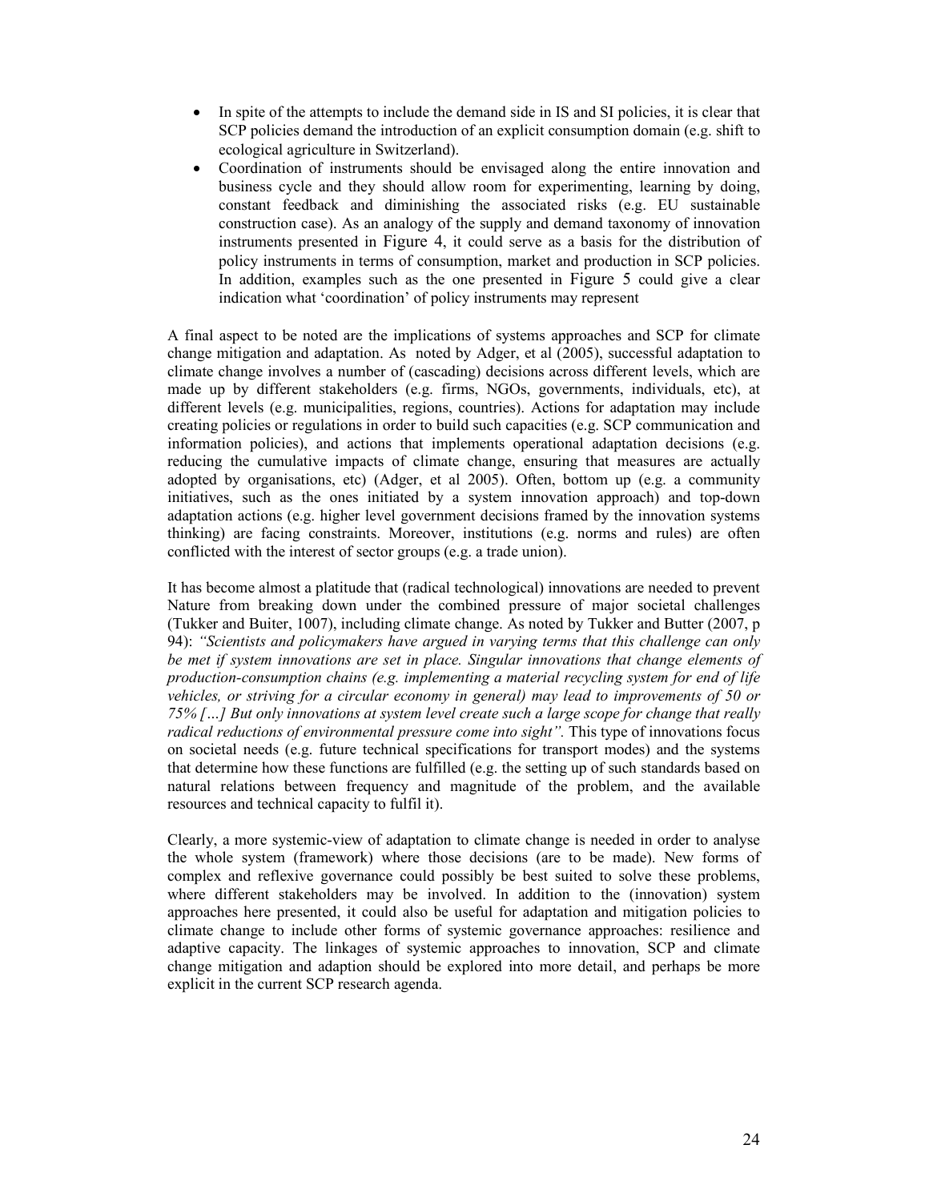- In spite of the attempts to include the demand side in IS and SI policies, it is clear that SCP policies demand the introduction of an explicit consumption domain (e.g. shift to ecological agriculture in Switzerland).
- Coordination of instruments should be envisaged along the entire innovation and business cycle and they should allow room for experimenting, learning by doing, constant feedback and diminishing the associated risks (e.g. EU sustainable construction case). As an analogy of the supply and demand taxonomy of innovation instruments presented in Figure 4, it could serve as a basis for the distribution of policy instruments in terms of consumption, market and production in SCP policies. In addition, examples such as the one presented in Figure 5 could give a clear indication what 'coordination' of policy instruments may represent

A final aspect to be noted are the implications of systems approaches and SCP for climate change mitigation and adaptation. As noted by Adger, et al (2005), successful adaptation to climate change involves a number of (cascading) decisions across different levels, which are made up by different stakeholders (e.g. firms, NGOs, governments, individuals, etc), at different levels (e.g. municipalities, regions, countries). Actions for adaptation may include creating policies or regulations in order to build such capacities (e.g. SCP communication and information policies), and actions that implements operational adaptation decisions (e.g. reducing the cumulative impacts of climate change, ensuring that measures are actually adopted by organisations, etc) (Adger, et al 2005). Often, bottom up (e.g. a community initiatives, such as the ones initiated by a system innovation approach) and top-down adaptation actions (e.g. higher level government decisions framed by the innovation systems thinking) are facing constraints. Moreover, institutions (e.g. norms and rules) are often conflicted with the interest of sector groups (e.g. a trade union).

It has become almost a platitude that (radical technological) innovations are needed to prevent Nature from breaking down under the combined pressure of major societal challenges (Tukker and Buiter, 1007), including climate change. As noted by Tukker and Butter (2007, p 94): *"Scientists and policymakers have argued in varying terms that this challenge can only be met if system innovations are set in place. Singular innovations that change elements of production-consumption chains (e.g. implementing a material recycling system for end of life vehicles, or striving for a circular economy in general) may lead to improvements of 50 or 75% […] But only innovations at system level create such a large scope for change that really radical reductions of environmental pressure come into sight".* This type of innovations focus on societal needs (e.g. future technical specifications for transport modes) and the systems that determine how these functions are fulfilled (e.g. the setting up of such standards based on natural relations between frequency and magnitude of the problem, and the available resources and technical capacity to fulfil it).

Clearly, a more systemic-view of adaptation to climate change is needed in order to analyse the whole system (framework) where those decisions (are to be made). New forms of complex and reflexive governance could possibly be best suited to solve these problems, where different stakeholders may be involved. In addition to the (innovation) system approaches here presented, it could also be useful for adaptation and mitigation policies to climate change to include other forms of systemic governance approaches: resilience and adaptive capacity. The linkages of systemic approaches to innovation, SCP and climate change mitigation and adaption should be explored into more detail, and perhaps be more explicit in the current SCP research agenda.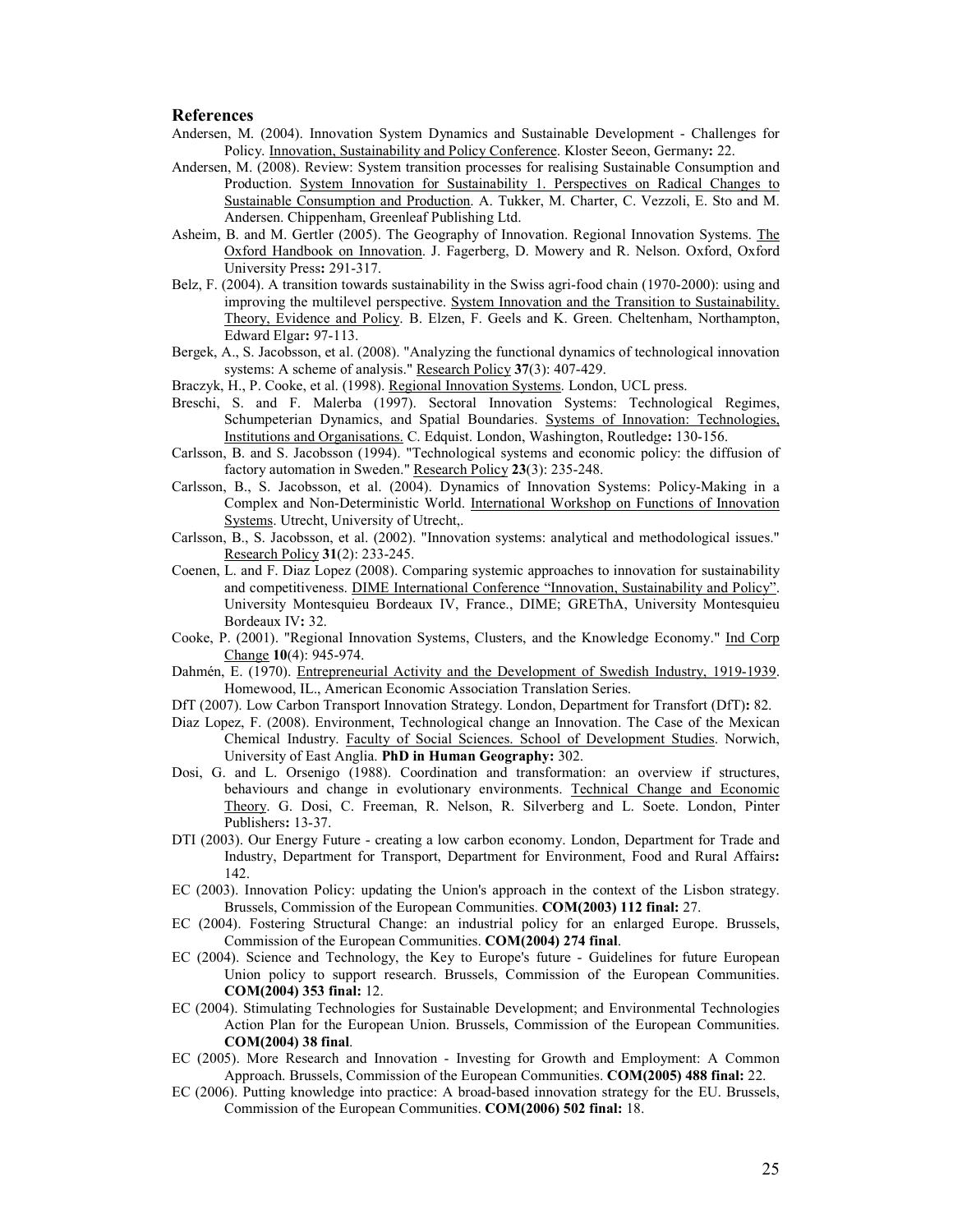# References

Andersen, M. (2004). Innovation System Dynamics and Sustainable Development - Challenges for Policy. Innovation, Sustainability and Policy Conference. Kloster Seeon, Germany**:** 22.

Andersen, M. (2008). Review: System transition processes for realising Sustainable Consumption and Production. System Innovation for Sustainability 1. Perspectives on Radical Changes to Sustainable Consumption and Production. A. Tukker, M. Charter, C. Vezzoli, E. Sto and M. Andersen. Chippenham, Greenleaf Publishing Ltd.

Asheim, B. and M. Gertler (2005). The Geography of Innovation. Regional Innovation Systems. The Oxford Handbook on Innovation. J. Fagerberg, D. Mowery and R. Nelson. Oxford, Oxford University Press**:** 291-317.

Belz, F. (2004). A transition towards sustainability in the Swiss agri-food chain (1970-2000): using and improving the multilevel perspective. System Innovation and the Transition to Sustainability. Theory, Evidence and Policy. B. Elzen, F. Geels and K. Green. Cheltenham, Northampton, Edward Elgar**:** 97-113.

Bergek, A., S. Jacobsson, et al. (2008). "Analyzing the functional dynamics of technological innovation systems: A scheme of analysis." Research Policy **37**(3): 407-429.

Braczyk, H., P. Cooke, et al. (1998). Regional Innovation Systems. London, UCL press.

Breschi, S. and F. Malerba (1997). Sectoral Innovation Systems: Technological Regimes, Schumpeterian Dynamics, and Spatial Boundaries. Systems of Innovation: Technologies, Institutions and Organisations. C. Edquist. London, Washington, Routledge**:** 130-156.

Carlsson, B. and S. Jacobsson (1994). "Technological systems and economic policy: the diffusion of factory automation in Sweden." Research Policy **23**(3): 235-248.

Carlsson, B., S. Jacobsson, et al. (2004). Dynamics of Innovation Systems: Policy-Making in a Complex and Non-Deterministic World. International Workshop on Functions of Innovation Systems. Utrecht, University of Utrecht,.

Carlsson, B., S. Jacobsson, et al. (2002). "Innovation systems: analytical and methodological issues." Research Policy **31**(2): 233-245.

Coenen, L. and F. Diaz Lopez (2008). Comparing systemic approaches to innovation for sustainability and competitiveness. DIME International Conference "Innovation, Sustainability and Policy". University Montesquieu Bordeaux IV, France., DIME; GREThA, University Montesquieu Bordeaux IV**:** 32.

Cooke, P. (2001). "Regional Innovation Systems, Clusters, and the Knowledge Economy." Ind Corp Change **10**(4): 945-974.

Dahmén, E. (1970). Entrepreneurial Activity and the Development of Swedish Industry, 1919-1939. Homewood, IL., American Economic Association Translation Series.

DfT (2007). Low Carbon Transport Innovation Strategy. London, Department for Transfort (DfT)**:** 82.

Diaz Lopez, F. (2008). Environment, Technological change an Innovation. The Case of the Mexican Chemical Industry. Faculty of Social Sciences. School of Development Studies. Norwich, University of East Anglia. **PhD in Human Geography:** 302.

Dosi, G. and L. Orsenigo (1988). Coordination and transformation: an overview if structures, behaviours and change in evolutionary environments. Technical Change and Economic Theory. G. Dosi, C. Freeman, R. Nelson, R. Silverberg and L. Soete. London, Pinter Publishers**:** 13-37.

DTI (2003). Our Energy Future - creating a low carbon economy. London, Department for Trade and Industry, Department for Transport, Department for Environment, Food and Rural Affairs**:** 142.

EC (2003). Innovation Policy: updating the Union's approach in the context of the Lisbon strategy. Brussels, Commission of the European Communities. **COM(2003) 112 final:** 27.

EC (2004). Fostering Structural Change: an industrial policy for an enlarged Europe. Brussels, Commission of the European Communities. **COM(2004) 274 final**.

EC (2004). Science and Technology, the Key to Europe's future - Guidelines for future European Union policy to support research. Brussels, Commission of the European Communities. **COM(2004) 353 final:** 12.

EC (2004). Stimulating Technologies for Sustainable Development; and Environmental Technologies Action Plan for the European Union. Brussels, Commission of the European Communities. **COM(2004) 38 final**.

EC (2005). More Research and Innovation - Investing for Growth and Employment: A Common Approach. Brussels, Commission of the European Communities. **COM(2005) 488 final:** 22.

EC (2006). Putting knowledge into practice: A broad-based innovation strategy for the EU. Brussels, Commission of the European Communities. **COM(2006) 502 final:** 18.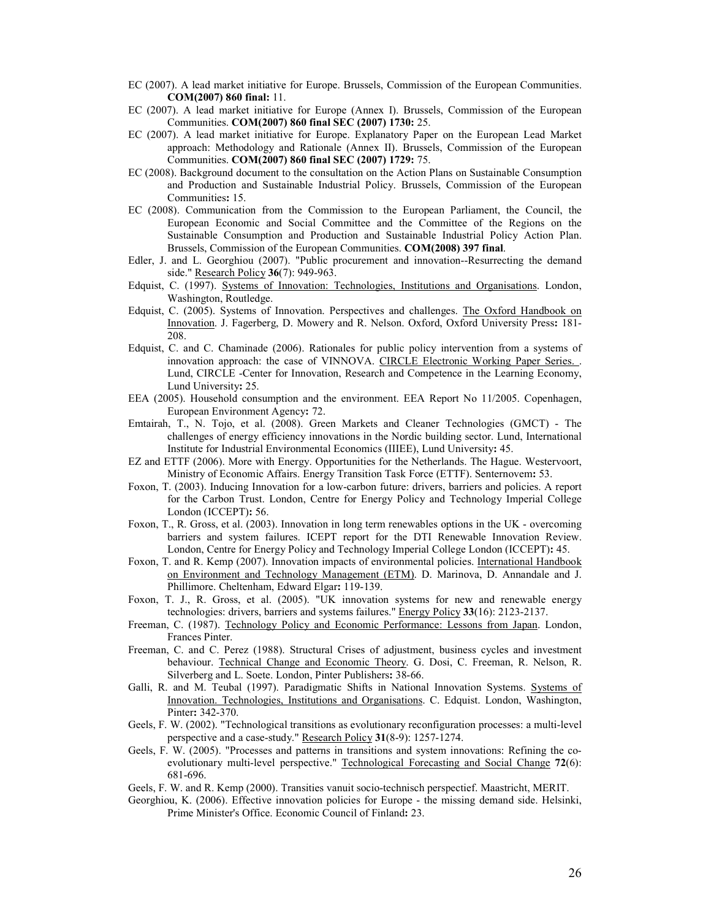EC (2007). A lead market initiative for Europe. Brussels, Commission of the European Communities. **COM(2007) 860 final:** 11.

EC (2007). A lead market initiative for Europe (Annex I). Brussels, Commission of the European Communities. **COM(2007) 860 final SEC (2007) 1730:** 25.

EC (2007). A lead market initiative for Europe. Explanatory Paper on the European Lead Market approach: Methodology and Rationale (Annex II). Brussels, Commission of the European Communities. **COM(2007) 860 final SEC (2007) 1729:** 75.

EC (2008). Background document to the consultation on the Action Plans on Sustainable Consumption and Production and Sustainable Industrial Policy. Brussels, Commission of the European Communities**:** 15.

EC (2008). Communication from the Commission to the European Parliament, the Council, the European Economic and Social Committee and the Committee of the Regions on the Sustainable Consumption and Production and Sustainable Industrial Policy Action Plan. Brussels, Commission of the European Communities. **COM(2008) 397 final**.

Edler, J. and L. Georghiou (2007). "Public procurement and innovation--Resurrecting the demand side." Research Policy **36**(7): 949-963.

Edquist, C. (1997). Systems of Innovation: Technologies, Institutions and Organisations. London, Washington, Routledge.

Edquist, C. (2005). Systems of Innovation. Perspectives and challenges. The Oxford Handbook on Innovation. J. Fagerberg, D. Mowery and R. Nelson. Oxford, Oxford University Press**:** 181-208.

Edquist, C. and C. Chaminade (2006). Rationales for public policy intervention from a systems of innovation approach: the case of VINNOVA. CIRCLE Electronic Working Paper Series. . Lund, CIRCLE -Center for Innovation, Research and Competence in the Learning Economy, Lund University**:** 25.

EEA (2005). Household consumption and the environment. EEA Report No 11/2005. Copenhagen, European Environment Agency**:** 72.

Emtairah, T., N. Tojo, et al. (2008). Green Markets and Cleaner Technologies (GMCT) - The challenges of energy efficiency innovations in the Nordic building sector. Lund, International Institute for Industrial Environmental Economics (IIIEE), Lund University**:** 45.

EZ and ETTF (2006). More with Energy. Opportunities for the Netherlands. The Hague. Westervoort, Ministry of Economic Affairs. Energy Transition Task Force (ETTF). Senternovem**:** 53.

Foxon, T. (2003). Inducing Innovation for a low-carbon future: drivers, barriers and policies. A report for the Carbon Trust. London, Centre for Energy Policy and Technology Imperial College London (ICCEPT)**:** 56.

Foxon, T., R. Gross, et al. (2003). Innovation in long term renewables options in the UK - overcoming barriers and system failures. ICEPT report for the DTI Renewable Innovation Review. London, Centre for Energy Policy and Technology Imperial College London (ICCEPT)**:** 45.

Foxon, T. and R. Kemp (2007). Innovation impacts of environmental policies. International Handbook on Environment and Technology Management (ETM). D. Marinova, D. Annandale and J. Phillimore. Cheltenham, Edward Elgar**:** 119-139.

Foxon, T. J., R. Gross, et al. (2005). "UK innovation systems for new and renewable energy technologies: drivers, barriers and systems failures." Energy Policy **33**(16): 2123-2137.

Freeman, C. (1987). Technology Policy and Economic Performance: Lessons from Japan. London, Frances Pinter.

Freeman, C. and C. Perez (1988). Structural Crises of adjustment, business cycles and investment behaviour. Technical Change and Economic Theory. G. Dosi, C. Freeman, R. Nelson, R. Silverberg and L. Soete. London, Pinter Publishers**:** 38-66.

Galli, R. and M. Teubal (1997). Paradigmatic Shifts in National Innovation Systems. Systems of Innovation. Technologies, Institutions and Organisations. C. Edquist. London, Washington, Pinter**:** 342-370.

Geels, F. W. (2002). "Technological transitions as evolutionary reconfiguration processes: a multi-level perspective and a case-study." Research Policy **31**(8-9): 1257-1274.

Geels, F. W. (2005). "Processes and patterns in transitions and system innovations: Refining the co-evolutionary multi-level perspective." Technological Forecasting and Social Change **72**(6): 681-696.

Geels, F. W. and R. Kemp (2000). Transities vanuit socio-technisch perspectief. Maastricht, MERIT.

Georghiou, K. (2006). Effective innovation policies for Europe - the missing demand side. Helsinki, Prime Minister's Office. Economic Council of Finland**:** 23.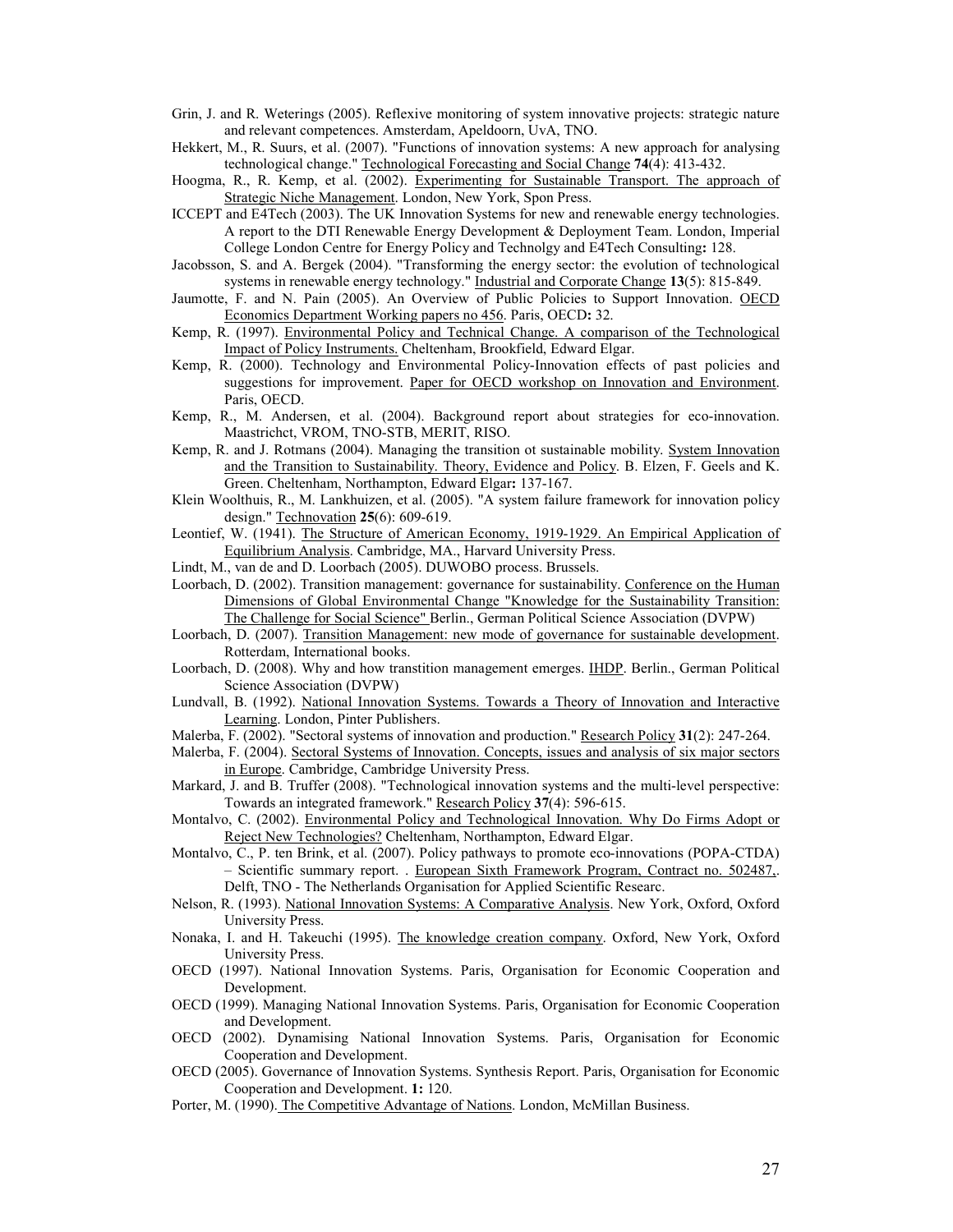Grin, J. and R. Weterings (2005). Reflexive monitoring of system innovative projects: strategic nature and relevant competences. Amsterdam, Apeldoorn, UvA, TNO.

Hekkert, M., R. Suurs, et al. (2007). "Functions of innovation systems: A new approach for analysing technological change." Technological Forecasting and Social Change **74**(4): 413-432.

Hoogma, R., R. Kemp, et al. (2002). Experimenting for Sustainable Transport. The approach of Strategic Niche Management. London, New York, Spon Press.

ICCEPT and E4Tech (2003). The UK Innovation Systems for new and renewable energy technologies. A report to the DTI Renewable Energy Development & Deployment Team. London, Imperial College London Centre for Energy Policy and Technolgy and E4Tech Consulting**:** 128.

Jacobsson, S. and A. Bergek (2004). "Transforming the energy sector: the evolution of technological systems in renewable energy technology." Industrial and Corporate Change **13**(5): 815-849.

Jaumotte, F. and N. Pain (2005). An Overview of Public Policies to Support Innovation. OECD Economics Department Working papers no 456. Paris, OECD**:** 32.

Kemp, R. (1997). Environmental Policy and Technical Change. A comparison of the Technological Impact of Policy Instruments. Cheltenham, Brookfield, Edward Elgar.

Kemp, R. (2000). Technology and Environmental Policy-Innovation effects of past policies and suggestions for improvement. Paper for OECD workshop on Innovation and Environment. Paris, OECD.

Kemp, R., M. Andersen, et al. (2004). Background report about strategies for eco-innovation. Maastrichct, VROM, TNO-STB, MERIT, RISO.

Kemp, R. and J. Rotmans (2004). Managing the transition ot sustainable mobility. System Innovation and the Transition to Sustainability. Theory, Evidence and Policy. B. Elzen, F. Geels and K. Green. Cheltenham, Northampton, Edward Elgar**:** 137-167.

Klein Woolthuis, R., M. Lankhuizen, et al. (2005). "A system failure framework for innovation policy design." Technovation **25**(6): 609-619.

Leontief, W. (1941). The Structure of American Economy, 1919-1929. An Empirical Application of Equilibrium Analysis. Cambridge, MA., Harvard University Press.

Lindt, M., van de and D. Loorbach (2005). DUWOBO process. Brussels.

Loorbach, D. (2002). Transition management: governance for sustainability. Conference on the Human Dimensions of Global Environmental Change "Knowledge for the Sustainability Transition: The Challenge for Social Science" Berlin., German Political Science Association (DVPW)

Loorbach, D. (2007). Transition Management: new mode of governance for sustainable development. Rotterdam, International books.

Loorbach, D. (2008). Why and how transtition management emerges. IHDP. Berlin., German Political Science Association (DVPW)

Lundvall, B. (1992). National Innovation Systems. Towards a Theory of Innovation and Interactive Learning. London, Pinter Publishers.

Malerba, F. (2002). "Sectoral systems of innovation and production." Research Policy **31**(2): 247-264.

Malerba, F. (2004). Sectoral Systems of Innovation. Concepts, issues and analysis of six major sectors in Europe. Cambridge, Cambridge University Press.

Markard, J. and B. Truffer (2008). "Technological innovation systems and the multi-level perspective: Towards an integrated framework." Research Policy **37**(4): 596-615.

Montalvo, C. (2002). Environmental Policy and Technological Innovation. Why Do Firms Adopt or Reject New Technologies? Cheltenham, Northampton, Edward Elgar.

Montalvo, C., P. ten Brink, et al. (2007). Policy pathways to promote eco-innovations (POPA-CTDA) – Scientific summary report. . European Sixth Framework Program, Contract no. 502487,. Delft, TNO - The Netherlands Organisation for Applied Scientific Researc.

Nelson, R. (1993). National Innovation Systems: A Comparative Analysis. New York, Oxford, Oxford University Press.

Nonaka, I. and H. Takeuchi (1995). The knowledge creation company. Oxford, New York, Oxford University Press.

OECD (1997). National Innovation Systems. Paris, Organisation for Economic Cooperation and Development.

OECD (1999). Managing National Innovation Systems. Paris, Organisation for Economic Cooperation and Development.

OECD (2002). Dynamising National Innovation Systems. Paris, Organisation for Economic Cooperation and Development.

OECD (2005). Governance of Innovation Systems. Synthesis Report. Paris, Organisation for Economic Cooperation and Development. **1:** 120.

Porter, M. (1990). The Competitive Advantage of Nations. London, McMillan Business.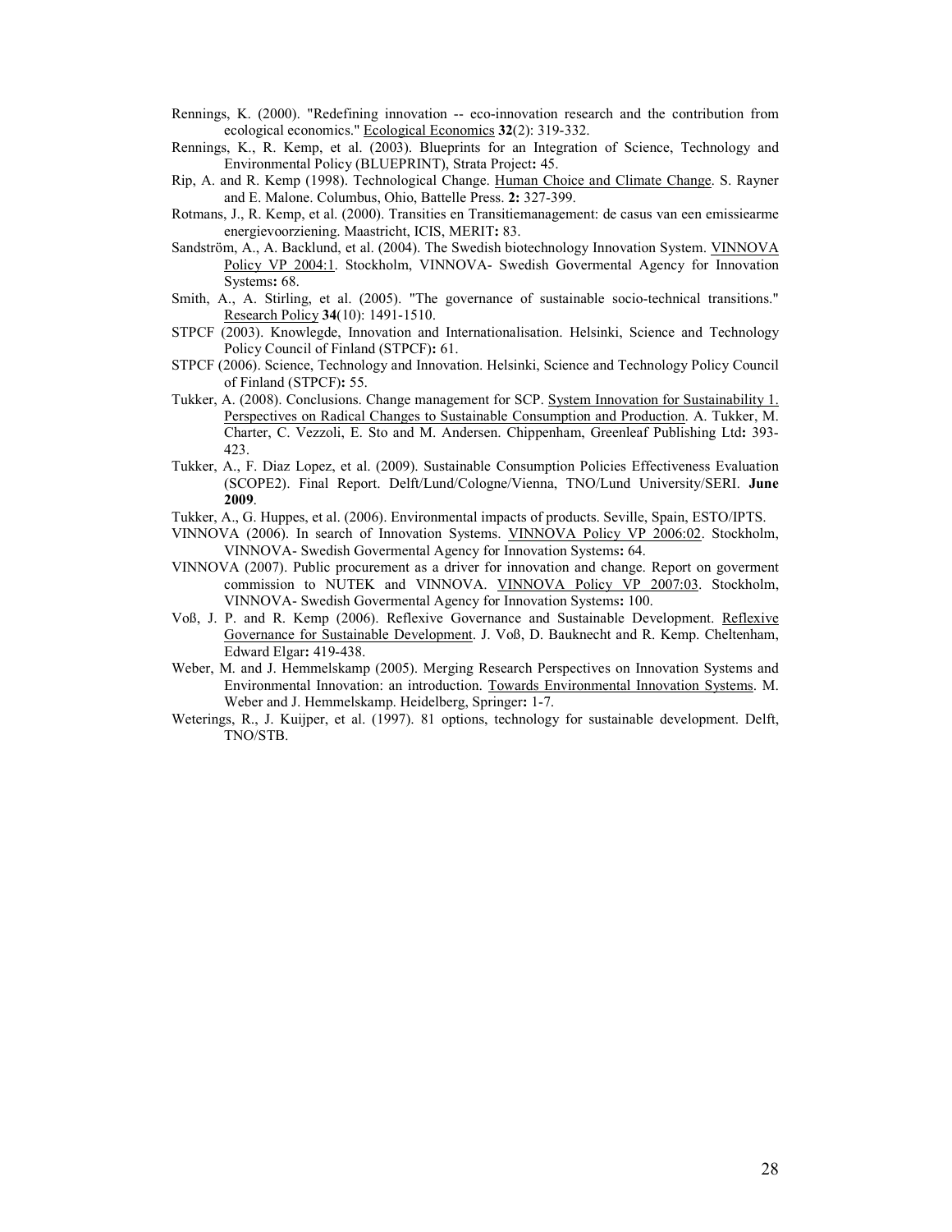Rennings, K. (2000). "Redefining innovation -- eco-innovation research and the contribution from ecological economics." Ecological Economics **32**(2): 319-332.

Rennings, K., R. Kemp, et al. (2003). Blueprints for an Integration of Science, Technology and Environmental Policy (BLUEPRINT), Strata Project**:** 45.

Rip, A. and R. Kemp (1998). Technological Change. Human Choice and Climate Change. S. Rayner and E. Malone. Columbus, Ohio, Battelle Press. **2:** 327-399.

Rotmans, J., R. Kemp, et al. (2000). Transities en Transitiemanagement: de casus van een emissiearme energievoorziening. Maastricht, ICIS, MERIT**:** 83.

Sandström, A., A. Backlund, et al. (2004). The Swedish biotechnology Innovation System. VINNOVA Policy VP 2004:1. Stockholm, VINNOVA- Swedish Govermental Agency for Innovation Systems**:** 68.

Smith, A., A. Stirling, et al. (2005). "The governance of sustainable socio-technical transitions." Research Policy **34**(10): 1491-1510.

STPCF (2003). Knowlegde, Innovation and Internationalisation. Helsinki, Science and Technology Policy Council of Finland (STPCF)**:** 61.

STPCF (2006). Science, Technology and Innovation. Helsinki, Science and Technology Policy Council of Finland (STPCF)**:** 55.

Tukker, A. (2008). Conclusions. Change management for SCP. System Innovation for Sustainability 1. Perspectives on Radical Changes to Sustainable Consumption and Production. A. Tukker, M. Charter, C. Vezzoli, E. Sto and M. Andersen. Chippenham, Greenleaf Publishing Ltd**:** 393-423.

Tukker, A., F. Diaz Lopez, et al. (2009). Sustainable Consumption Policies Effectiveness Evaluation (SCOPE2). Final Report. Delft/Lund/Cologne/Vienna, TNO/Lund University/SERI. **June 2009**.

Tukker, A., G. Huppes, et al. (2006). Environmental impacts of products. Seville, Spain, ESTO/IPTS.

VINNOVA (2006). In search of Innovation Systems. VINNOVA Policy VP 2006:02. Stockholm, VINNOVA- Swedish Govermental Agency for Innovation Systems**:** 64.

VINNOVA (2007). Public procurement as a driver for innovation and change. Report on goverment commission to NUTEK and VINNOVA. VINNOVA Policy VP 2007:03. Stockholm, VINNOVA- Swedish Govermental Agency for Innovation Systems**:** 100.

Voß, J. P. and R. Kemp (2006). Reflexive Governance and Sustainable Development. Reflexive Governance for Sustainable Development. J. Voß, D. Bauknecht and R. Kemp. Cheltenham, Edward Elgar**:** 419-438.

Weber, M. and J. Hemmelskamp (2005). Merging Research Perspectives on Innovation Systems and Environmental Innovation: an introduction. Towards Environmental Innovation Systems. M. Weber and J. Hemmelskamp. Heidelberg, Springer**:** 1-7.

Weterings, R., J. Kuijper, et al. (1997). 81 options, technology for sustainable development. Delft, TNO/STB.